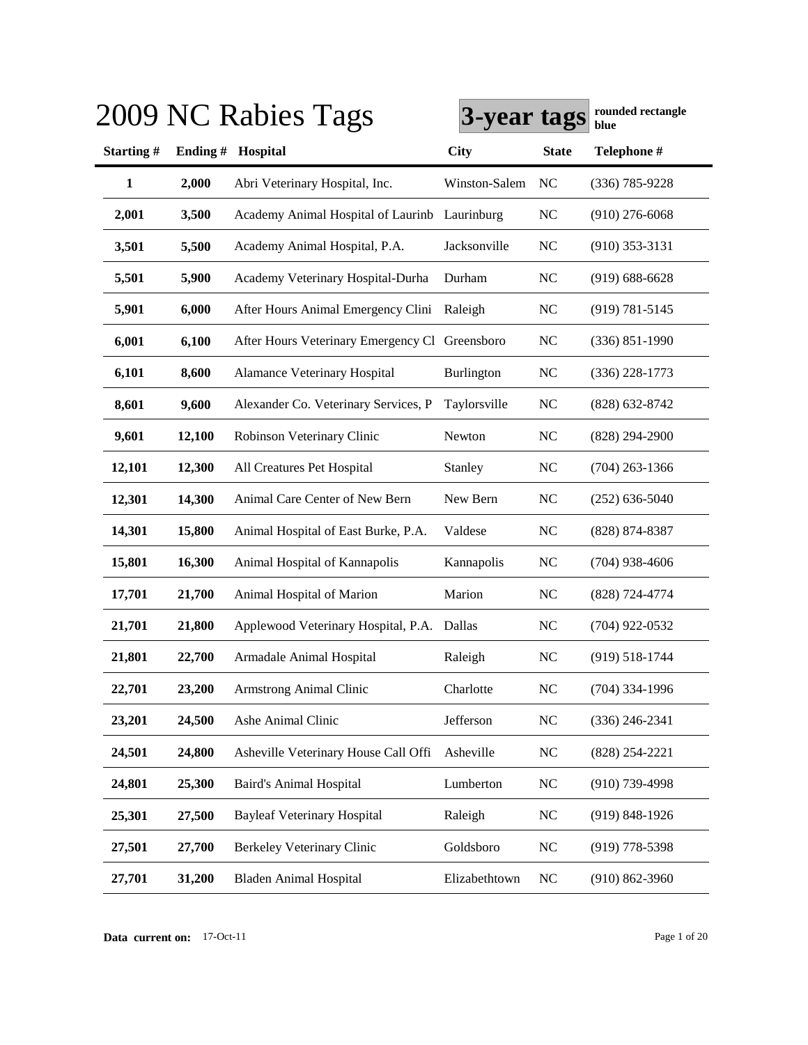# 2009 NC Rabies Tags

**3-year tags** **rounded rectangle blue**

| Starting # | Ending # | Hospital | City | State | Telephone # |
|---|---|---|---|---|---|
| **1** | **2,000** | Abri Veterinary Hospital, Inc. | Winston-Salem | NC | (336) 785-9228 |
| **2,001** | **3,500** | Academy Animal Hospital of Laurinb | Laurinburg | NC | (910) 276-6068 |
| **3,501** | **5,500** | Academy Animal Hospital, P.A. | Jacksonville | NC | (910) 353-3131 |
| **5,501** | **5,900** | Academy Veterinary Hospital-Durha | Durham | NC | (919) 688-6628 |
| **5,901** | **6,000** | After Hours Animal Emergency Clini | Raleigh | NC | (919) 781-5145 |
| **6,001** | **6,100** | After Hours Veterinary Emergency Cl | Greensboro | NC | (336) 851-1990 |
| **6,101** | **8,600** | Alamance Veterinary Hospital | Burlington | NC | (336) 228-1773 |
| **8,601** | **9,600** | Alexander Co. Veterinary Services, P | Taylorsville | NC | (828) 632-8742 |
| **9,601** | **12,100** | Robinson Veterinary Clinic | Newton | NC | (828) 294-2900 |
| **12,101** | **12,300** | All Creatures Pet Hospital | Stanley | NC | (704) 263-1366 |
| **12,301** | **14,300** | Animal Care Center of New Bern | New Bern | NC | (252) 636-5040 |
| **14,301** | **15,800** | Animal Hospital of East Burke, P.A. | Valdese | NC | (828) 874-8387 |
| **15,801** | **16,300** | Animal Hospital of Kannapolis | Kannapolis | NC | (704) 938-4606 |
| **17,701** | **21,700** | Animal Hospital of Marion | Marion | NC | (828) 724-4774 |
| **21,701** | **21,800** | Applewood Veterinary Hospital, P.A. | Dallas | NC | (704) 922-0532 |
| **21,801** | **22,700** | Armadale Animal Hospital | Raleigh | NC | (919) 518-1744 |
| **22,701** | **23,200** | Armstrong Animal Clinic | Charlotte | NC | (704) 334-1996 |
| **23,201** | **24,500** | Ashe Animal Clinic | Jefferson | NC | (336) 246-2341 |
| **24,501** | **24,800** | Asheville Veterinary House Call Offi | Asheville | NC | (828) 254-2221 |
| **24,801** | **25,300** | Baird's Animal Hospital | Lumberton | NC | (910) 739-4998 |
| **25,301** | **27,500** | Bayleaf Veterinary Hospital | Raleigh | NC | (919) 848-1926 |
| **27,501** | **27,700** | Berkeley Veterinary Clinic | Goldsboro | NC | (919) 778-5398 |
| **27,701** | **31,200** | Bladen Animal Hospital | Elizabethtown | NC | (910) 862-3960 |

**Data current on:** 17-Oct-11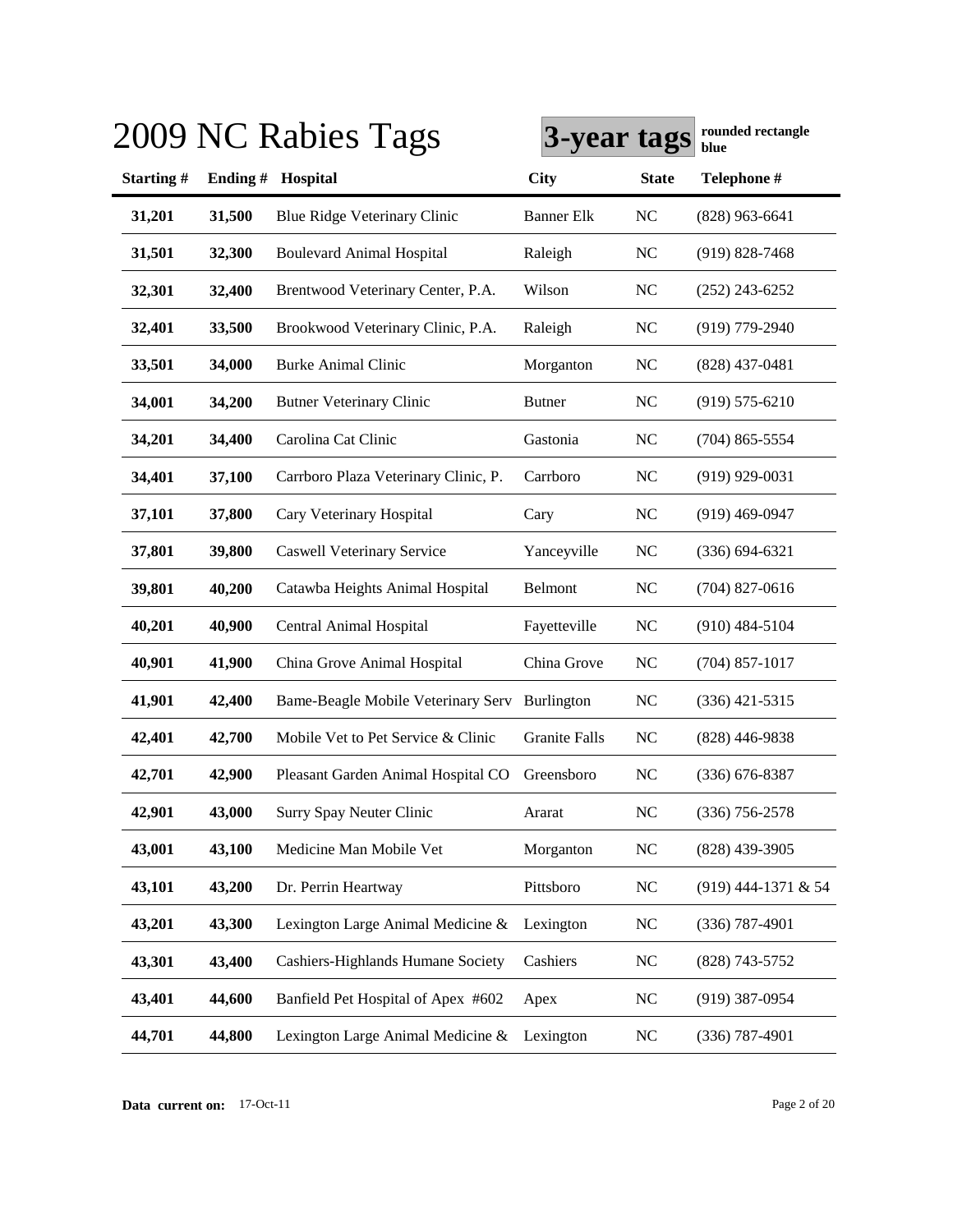# 2009 NC Rabies Tags

**3-year tags** **rounded rectangle blue**

| Starting # | Ending # | Hospital | City | State | Telephone # |
|---|---|---|---|---|---|
| 31,201 | 31,500 | Blue Ridge Veterinary Clinic | Banner Elk | NC | (828) 963-6641 |
| 31,501 | 32,300 | Boulevard Animal Hospital | Raleigh | NC | (919) 828-7468 |
| 32,301 | 32,400 | Brentwood Veterinary Center, P.A. | Wilson | NC | (252) 243-6252 |
| 32,401 | 33,500 | Brookwood Veterinary Clinic, P.A. | Raleigh | NC | (919) 779-2940 |
| 33,501 | 34,000 | Burke Animal Clinic | Morganton | NC | (828) 437-0481 |
| 34,001 | 34,200 | Butner Veterinary Clinic | Butner | NC | (919) 575-6210 |
| 34,201 | 34,400 | Carolina Cat Clinic | Gastonia | NC | (704) 865-5554 |
| 34,401 | 37,100 | Carrboro Plaza Veterinary Clinic, P. | Carrboro | NC | (919) 929-0031 |
| 37,101 | 37,800 | Cary Veterinary Hospital | Cary | NC | (919) 469-0947 |
| 37,801 | 39,800 | Caswell Veterinary Service | Yanceyville | NC | (336) 694-6321 |
| 39,801 | 40,200 | Catawba Heights Animal Hospital | Belmont | NC | (704) 827-0616 |
| 40,201 | 40,900 | Central Animal Hospital | Fayetteville | NC | (910) 484-5104 |
| 40,901 | 41,900 | China Grove Animal Hospital | China Grove | NC | (704) 857-1017 |
| 41,901 | 42,400 | Bame-Beagle Mobile Veterinary Serv | Burlington | NC | (336) 421-5315 |
| 42,401 | 42,700 | Mobile Vet to Pet Service & Clinic | Granite Falls | NC | (828) 446-9838 |
| 42,701 | 42,900 | Pleasant Garden Animal Hospital CO | Greensboro | NC | (336) 676-8387 |
| 42,901 | 43,000 | Surry Spay Neuter Clinic | Ararat | NC | (336) 756-2578 |
| 43,001 | 43,100 | Medicine Man Mobile Vet | Morganton | NC | (828) 439-3905 |
| 43,101 | 43,200 | Dr. Perrin Heartway | Pittsboro | NC | (919) 444-1371 & 54 |
| 43,201 | 43,300 | Lexington Large Animal Medicine & | Lexington | NC | (336) 787-4901 |
| 43,301 | 43,400 | Cashiers-Highlands Humane Society | Cashiers | NC | (828) 743-5752 |
| 43,401 | 44,600 | Banfield Pet Hospital of Apex #602 | Apex | NC | (919) 387-0954 |
| 44,701 | 44,800 | Lexington Large Animal Medicine & | Lexington | NC | (336) 787-4901 |

**Data current on:** 17-Oct-11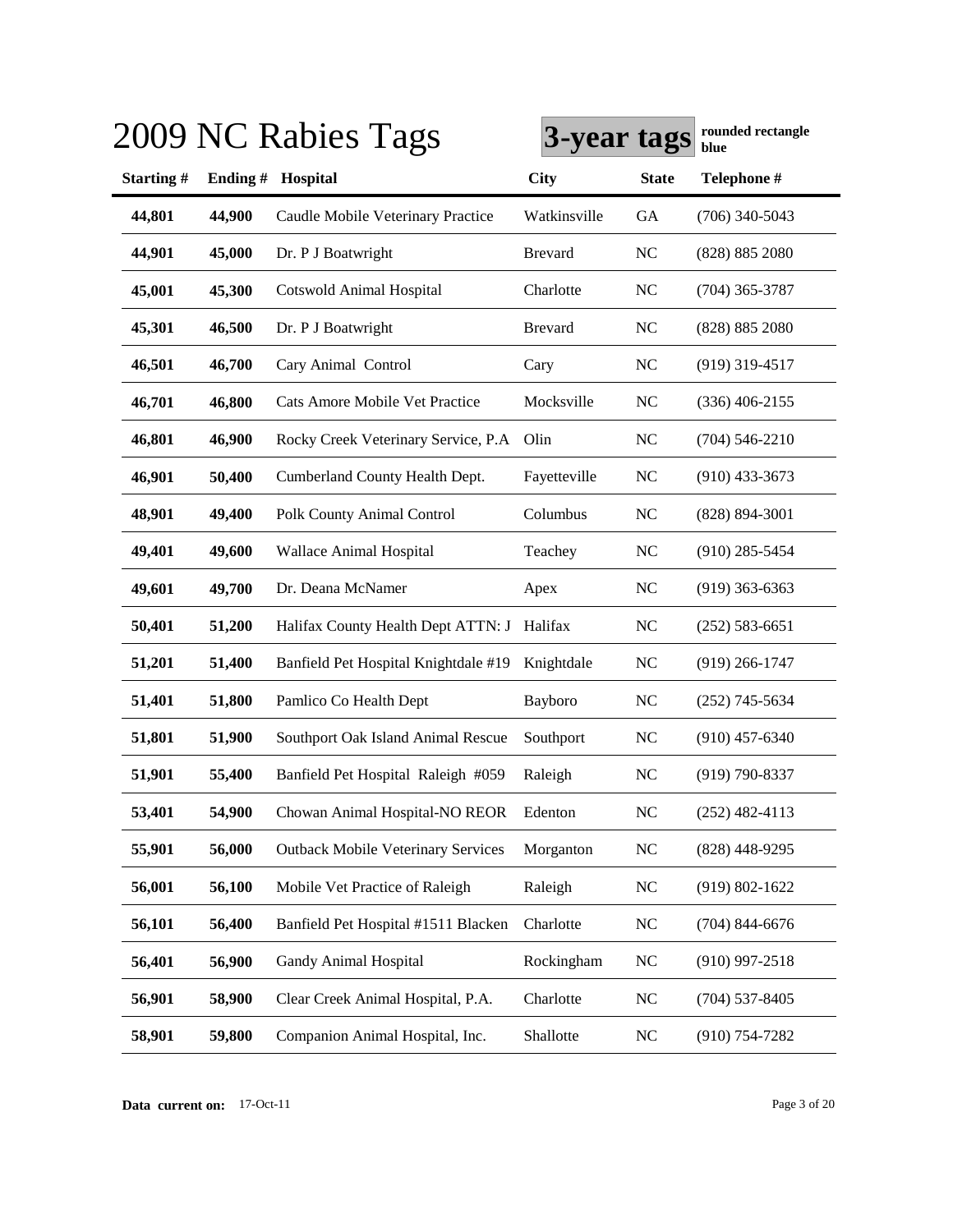# 2009 NC Rabies Tags

**3-year tags** rounded rectangle blue

| Starting # | Ending # | Hospital | City | State | Telephone # |
|---|---|---|---|---|---|
| **44,801** | **44,900** | Caudle Mobile Veterinary Practice | Watkinsville | GA | (706) 340-5043 |
| **44,901** | **45,000** | Dr. P J Boatwright | Brevard | NC | (828) 885 2080 |
| **45,001** | **45,300** | Cotswold Animal Hospital | Charlotte | NC | (704) 365-3787 |
| **45,301** | **46,500** | Dr. P J Boatwright | Brevard | NC | (828) 885 2080 |
| **46,501** | **46,700** | Cary Animal Control | Cary | NC | (919) 319-4517 |
| **46,701** | **46,800** | Cats Amore Mobile Vet Practice | Mocksville | NC | (336) 406-2155 |
| **46,801** | **46,900** | Rocky Creek Veterinary Service, P.A | Olin | NC | (704) 546-2210 |
| **46,901** | **50,400** | Cumberland County Health Dept. | Fayetteville | NC | (910) 433-3673 |
| **48,901** | **49,400** | Polk County Animal Control | Columbus | NC | (828) 894-3001 |
| **49,401** | **49,600** | Wallace Animal Hospital | Teachey | NC | (910) 285-5454 |
| **49,601** | **49,700** | Dr. Deana McNamer | Apex | NC | (919) 363-6363 |
| **50,401** | **51,200** | Halifax County Health Dept ATTN: J | Halifax | NC | (252) 583-6651 |
| **51,201** | **51,400** | Banfield Pet Hospital Knightdale #19 | Knightdale | NC | (919) 266-1747 |
| **51,401** | **51,800** | Pamlico Co Health Dept | Bayboro | NC | (252) 745-5634 |
| **51,801** | **51,900** | Southport Oak Island Animal Rescue | Southport | NC | (910) 457-6340 |
| **51,901** | **55,400** | Banfield Pet Hospital Raleigh #059 | Raleigh | NC | (919) 790-8337 |
| **53,401** | **54,900** | Chowan Animal Hospital-NO REOR | Edenton | NC | (252) 482-4113 |
| **55,901** | **56,000** | Outback Mobile Veterinary Services | Morganton | NC | (828) 448-9295 |
| **56,001** | **56,100** | Mobile Vet Practice of Raleigh | Raleigh | NC | (919) 802-1622 |
| **56,101** | **56,400** | Banfield Pet Hospital #1511 Blacken | Charlotte | NC | (704) 844-6676 |
| **56,401** | **56,900** | Gandy Animal Hospital | Rockingham | NC | (910) 997-2518 |
| **56,901** | **58,900** | Clear Creek Animal Hospital, P.A. | Charlotte | NC | (704) 537-8405 |
| **58,901** | **59,800** | Companion Animal Hospital, Inc. | Shallotte | NC | (910) 754-7282 |

**Data current on:** 17-Oct-11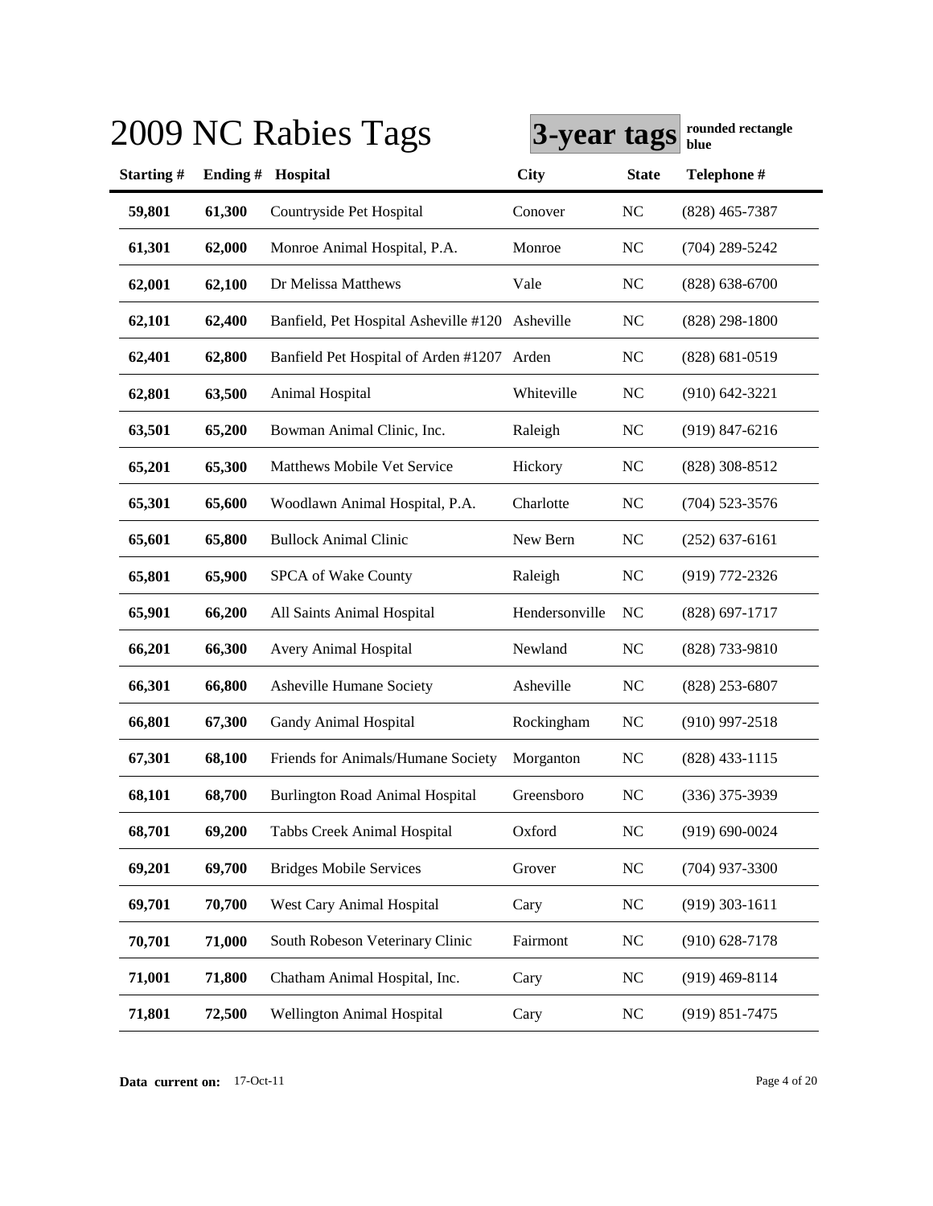# 2009 NC Rabies Tags

**3-year tags** **rounded rectangle blue**

| Starting # | Ending # | Hospital | City | State | Telephone # |
|---|---|---|---|---|---|
| **59,801** | **61,300** | Countryside Pet Hospital | Conover | NC | (828) 465-7387 |
| **61,301** | **62,000** | Monroe Animal Hospital, P.A. | Monroe | NC | (704) 289-5242 |
| **62,001** | **62,100** | Dr Melissa Matthews | Vale | NC | (828) 638-6700 |
| **62,101** | **62,400** | Banfield, Pet Hospital Asheville #120 | Asheville | NC | (828) 298-1800 |
| **62,401** | **62,800** | Banfield Pet Hospital of Arden #1207 | Arden | NC | (828) 681-0519 |
| **62,801** | **63,500** | Animal Hospital | Whiteville | NC | (910) 642-3221 |
| **63,501** | **65,200** | Bowman Animal Clinic, Inc. | Raleigh | NC | (919) 847-6216 |
| **65,201** | **65,300** | Matthews Mobile Vet Service | Hickory | NC | (828) 308-8512 |
| **65,301** | **65,600** | Woodlawn Animal Hospital, P.A. | Charlotte | NC | (704) 523-3576 |
| **65,601** | **65,800** | Bullock Animal Clinic | New Bern | NC | (252) 637-6161 |
| **65,801** | **65,900** | SPCA of Wake County | Raleigh | NC | (919) 772-2326 |
| **65,901** | **66,200** | All Saints Animal Hospital | Hendersonville | NC | (828) 697-1717 |
| **66,201** | **66,300** | Avery Animal Hospital | Newland | NC | (828) 733-9810 |
| **66,301** | **66,800** | Asheville Humane Society | Asheville | NC | (828) 253-6807 |
| **66,801** | **67,300** | Gandy Animal Hospital | Rockingham | NC | (910) 997-2518 |
| **67,301** | **68,100** | Friends for Animals/Humane Society | Morganton | NC | (828) 433-1115 |
| **68,101** | **68,700** | Burlington Road Animal Hospital | Greensboro | NC | (336) 375-3939 |
| **68,701** | **69,200** | Tabbs Creek Animal Hospital | Oxford | NC | (919) 690-0024 |
| **69,201** | **69,700** | Bridges Mobile Services | Grover | NC | (704) 937-3300 |
| **69,701** | **70,700** | West Cary Animal Hospital | Cary | NC | (919) 303-1611 |
| **70,701** | **71,000** | South Robeson Veterinary Clinic | Fairmont | NC | (910) 628-7178 |
| **71,001** | **71,800** | Chatham Animal Hospital, Inc. | Cary | NC | (919) 469-8114 |
| **71,801** | **72,500** | Wellington Animal Hospital | Cary | NC | (919) 851-7475 |

**Data current on:** 17-Oct-11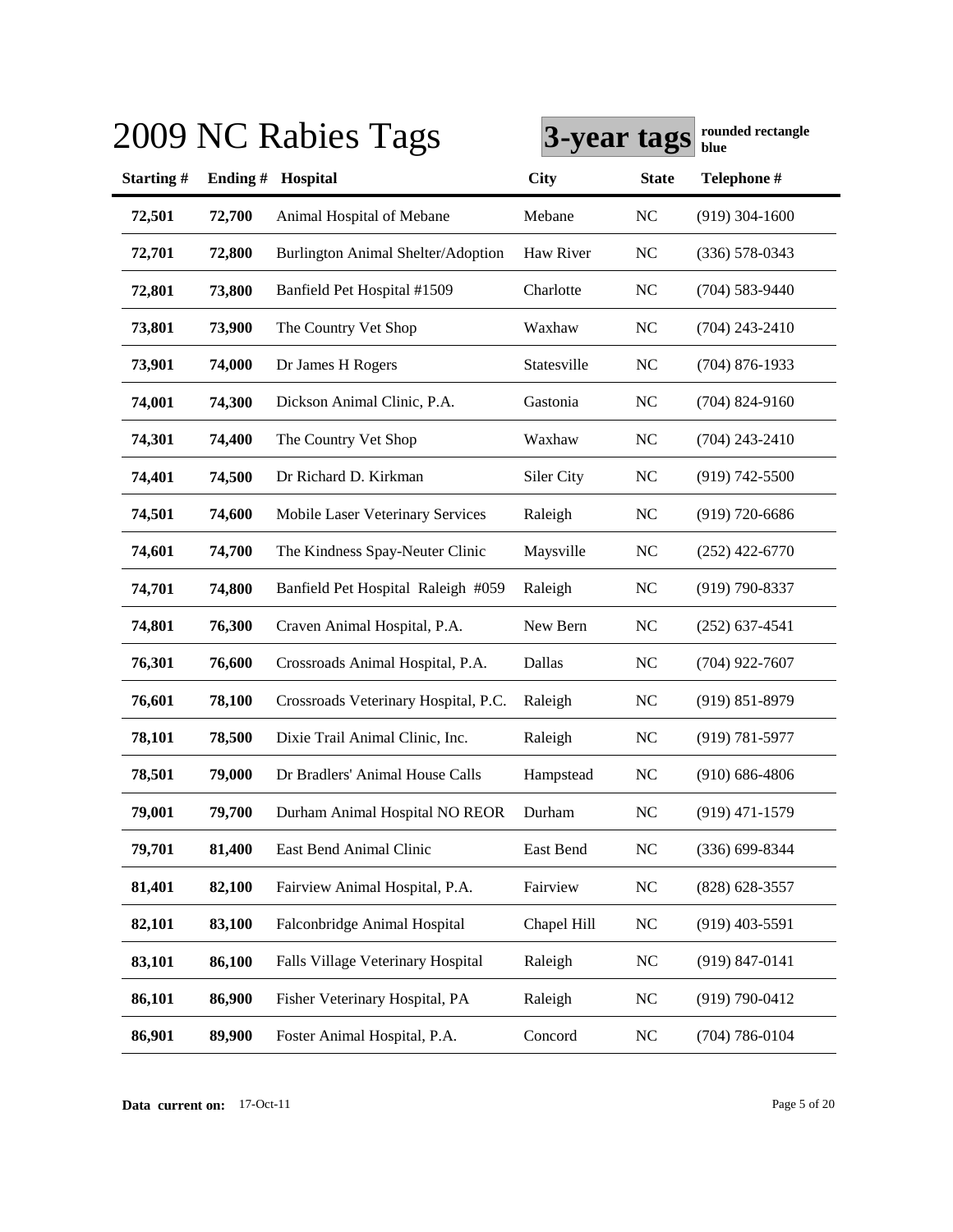# 2009 NC Rabies Tags

**3-year tags** **rounded rectangle blue**

| Starting # | Ending # | Hospital | City | State | Telephone # |
|---|---|---|---|---|---|
| 72,501 | 72,700 | Animal Hospital of Mebane | Mebane | NC | (919) 304-1600 |
| 72,701 | 72,800 | Burlington Animal Shelter/Adoption | Haw River | NC | (336) 578-0343 |
| 72,801 | 73,800 | Banfield Pet Hospital #1509 | Charlotte | NC | (704) 583-9440 |
| 73,801 | 73,900 | The Country Vet Shop | Waxhaw | NC | (704) 243-2410 |
| 73,901 | 74,000 | Dr James H Rogers | Statesville | NC | (704) 876-1933 |
| 74,001 | 74,300 | Dickson Animal Clinic, P.A. | Gastonia | NC | (704) 824-9160 |
| 74,301 | 74,400 | The Country Vet Shop | Waxhaw | NC | (704) 243-2410 |
| 74,401 | 74,500 | Dr Richard D. Kirkman | Siler City | NC | (919) 742-5500 |
| 74,501 | 74,600 | Mobile Laser Veterinary Services | Raleigh | NC | (919) 720-6686 |
| 74,601 | 74,700 | The Kindness Spay-Neuter Clinic | Maysville | NC | (252) 422-6770 |
| 74,701 | 74,800 | Banfield Pet Hospital Raleigh #059 | Raleigh | NC | (919) 790-8337 |
| 74,801 | 76,300 | Craven Animal Hospital, P.A. | New Bern | NC | (252) 637-4541 |
| 76,301 | 76,600 | Crossroads Animal Hospital, P.A. | Dallas | NC | (704) 922-7607 |
| 76,601 | 78,100 | Crossroads Veterinary Hospital, P.C. | Raleigh | NC | (919) 851-8979 |
| 78,101 | 78,500 | Dixie Trail Animal Clinic, Inc. | Raleigh | NC | (919) 781-5977 |
| 78,501 | 79,000 | Dr Bradlers' Animal House Calls | Hampstead | NC | (910) 686-4806 |
| 79,001 | 79,700 | Durham Animal Hospital NO REOR | Durham | NC | (919) 471-1579 |
| 79,701 | 81,400 | East Bend Animal Clinic | East Bend | NC | (336) 699-8344 |
| 81,401 | 82,100 | Fairview Animal Hospital, P.A. | Fairview | NC | (828) 628-3557 |
| 82,101 | 83,100 | Falconbridge Animal Hospital | Chapel Hill | NC | (919) 403-5591 |
| 83,101 | 86,100 | Falls Village Veterinary Hospital | Raleigh | NC | (919) 847-0141 |
| 86,101 | 86,900 | Fisher Veterinary Hospital, PA | Raleigh | NC | (919) 790-0412 |
| 86,901 | 89,900 | Foster Animal Hospital, P.A. | Concord | NC | (704) 786-0104 |

**Data current on:** 17-Oct-11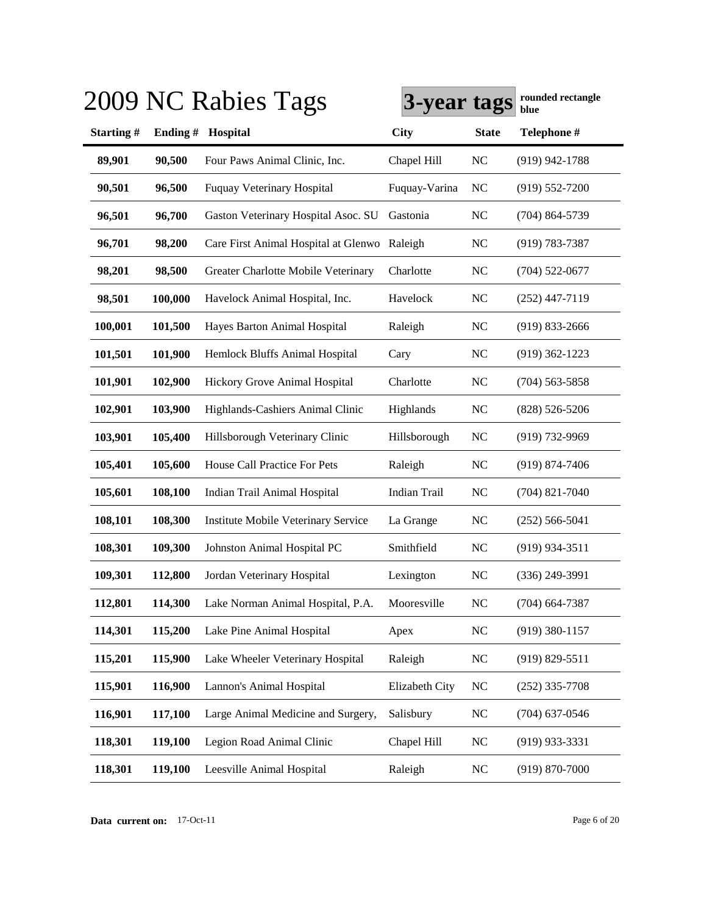# 2009 NC Rabies Tags

**3-year tags** **rounded rectangle blue**

| Starting # | Ending # | Hospital | City | State | Telephone # |
|---|---|---|---|---|---|
| **89,901** | **90,500** | Four Paws Animal Clinic, Inc. | Chapel Hill | NC | (919) 942-1788 |
| **90,501** | **96,500** | Fuquay Veterinary Hospital | Fuquay-Varina | NC | (919) 552-7200 |
| **96,501** | **96,700** | Gaston Veterinary Hospital Asoc. SU | Gastonia | NC | (704) 864-5739 |
| **96,701** | **98,200** | Care First Animal Hospital at Glenwo | Raleigh | NC | (919) 783-7387 |
| **98,201** | **98,500** | Greater Charlotte Mobile Veterinary | Charlotte | NC | (704) 522-0677 |
| **98,501** | **100,000** | Havelock Animal Hospital, Inc. | Havelock | NC | (252) 447-7119 |
| **100,001** | **101,500** | Hayes Barton Animal Hospital | Raleigh | NC | (919) 833-2666 |
| **101,501** | **101,900** | Hemlock Bluffs Animal Hospital | Cary | NC | (919) 362-1223 |
| **101,901** | **102,900** | Hickory Grove Animal Hospital | Charlotte | NC | (704) 563-5858 |
| **102,901** | **103,900** | Highlands-Cashiers Animal Clinic | Highlands | NC | (828) 526-5206 |
| **103,901** | **105,400** | Hillsborough Veterinary Clinic | Hillsborough | NC | (919) 732-9969 |
| **105,401** | **105,600** | House Call Practice For Pets | Raleigh | NC | (919) 874-7406 |
| **105,601** | **108,100** | Indian Trail Animal Hospital | Indian Trail | NC | (704) 821-7040 |
| **108,101** | **108,300** | Institute Mobile Veterinary Service | La Grange | NC | (252) 566-5041 |
| **108,301** | **109,300** | Johnston Animal Hospital PC | Smithfield | NC | (919) 934-3511 |
| **109,301** | **112,800** | Jordan Veterinary Hospital | Lexington | NC | (336) 249-3991 |
| **112,801** | **114,300** | Lake Norman Animal Hospital, P.A. | Mooresville | NC | (704) 664-7387 |
| **114,301** | **115,200** | Lake Pine Animal Hospital | Apex | NC | (919) 380-1157 |
| **115,201** | **115,900** | Lake Wheeler Veterinary Hospital | Raleigh | NC | (919) 829-5511 |
| **115,901** | **116,900** | Lannon's Animal Hospital | Elizabeth City | NC | (252) 335-7708 |
| **116,901** | **117,100** | Large Animal Medicine and Surgery, | Salisbury | NC | (704) 637-0546 |
| **118,301** | **119,100** | Legion Road Animal Clinic | Chapel Hill | NC | (919) 933-3331 |
| **118,301** | **119,100** | Leesville Animal Hospital | Raleigh | NC | (919) 870-7000 |

**Data current on:** 17-Oct-11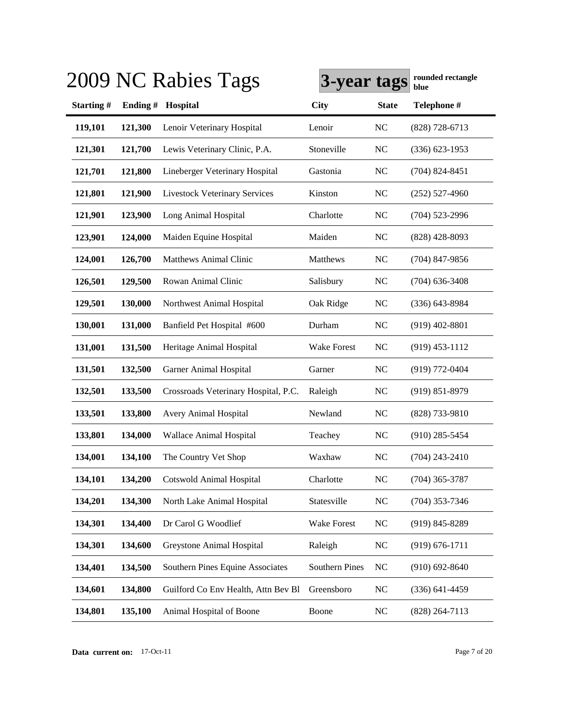# 2009 NC Rabies Tags

**3-year tags** rounded rectangle blue

| Starting # | Ending # | Hospital | City | State | Telephone # |
|---|---|---|---|---|---|
| 119,101 | 121,300 | Lenoir Veterinary Hospital | Lenoir | NC | (828) 728-6713 |
| 121,301 | 121,700 | Lewis Veterinary Clinic, P.A. | Stoneville | NC | (336) 623-1953 |
| 121,701 | 121,800 | Lineberger Veterinary Hospital | Gastonia | NC | (704) 824-8451 |
| 121,801 | 121,900 | Livestock Veterinary Services | Kinston | NC | (252) 527-4960 |
| 121,901 | 123,900 | Long Animal Hospital | Charlotte | NC | (704) 523-2996 |
| 123,901 | 124,000 | Maiden Equine Hospital | Maiden | NC | (828) 428-8093 |
| 124,001 | 126,700 | Matthews Animal Clinic | Matthews | NC | (704) 847-9856 |
| 126,501 | 129,500 | Rowan Animal Clinic | Salisbury | NC | (704) 636-3408 |
| 129,501 | 130,000 | Northwest Animal Hospital | Oak Ridge | NC | (336) 643-8984 |
| 130,001 | 131,000 | Banfield Pet Hospital #600 | Durham | NC | (919) 402-8801 |
| 131,001 | 131,500 | Heritage Animal Hospital | Wake Forest | NC | (919) 453-1112 |
| 131,501 | 132,500 | Garner Animal Hospital | Garner | NC | (919) 772-0404 |
| 132,501 | 133,500 | Crossroads Veterinary Hospital, P.C. | Raleigh | NC | (919) 851-8979 |
| 133,501 | 133,800 | Avery Animal Hospital | Newland | NC | (828) 733-9810 |
| 133,801 | 134,000 | Wallace Animal Hospital | Teachey | NC | (910) 285-5454 |
| 134,001 | 134,100 | The Country Vet Shop | Waxhaw | NC | (704) 243-2410 |
| 134,101 | 134,200 | Cotswold Animal Hospital | Charlotte | NC | (704) 365-3787 |
| 134,201 | 134,300 | North Lake Animal Hospital | Statesville | NC | (704) 353-7346 |
| 134,301 | 134,400 | Dr Carol G Woodlief | Wake Forest | NC | (919) 845-8289 |
| 134,301 | 134,600 | Greystone Animal Hospital | Raleigh | NC | (919) 676-1711 |
| 134,401 | 134,500 | Southern Pines Equine Associates | Southern Pines | NC | (910) 692-8640 |
| 134,601 | 134,800 | Guilford Co Env Health, Attn Bev Bl | Greensboro | NC | (336) 641-4459 |
| 134,801 | 135,100 | Animal Hospital of Boone | Boone | NC | (828) 264-7113 |

**Data current on:** 17-Oct-11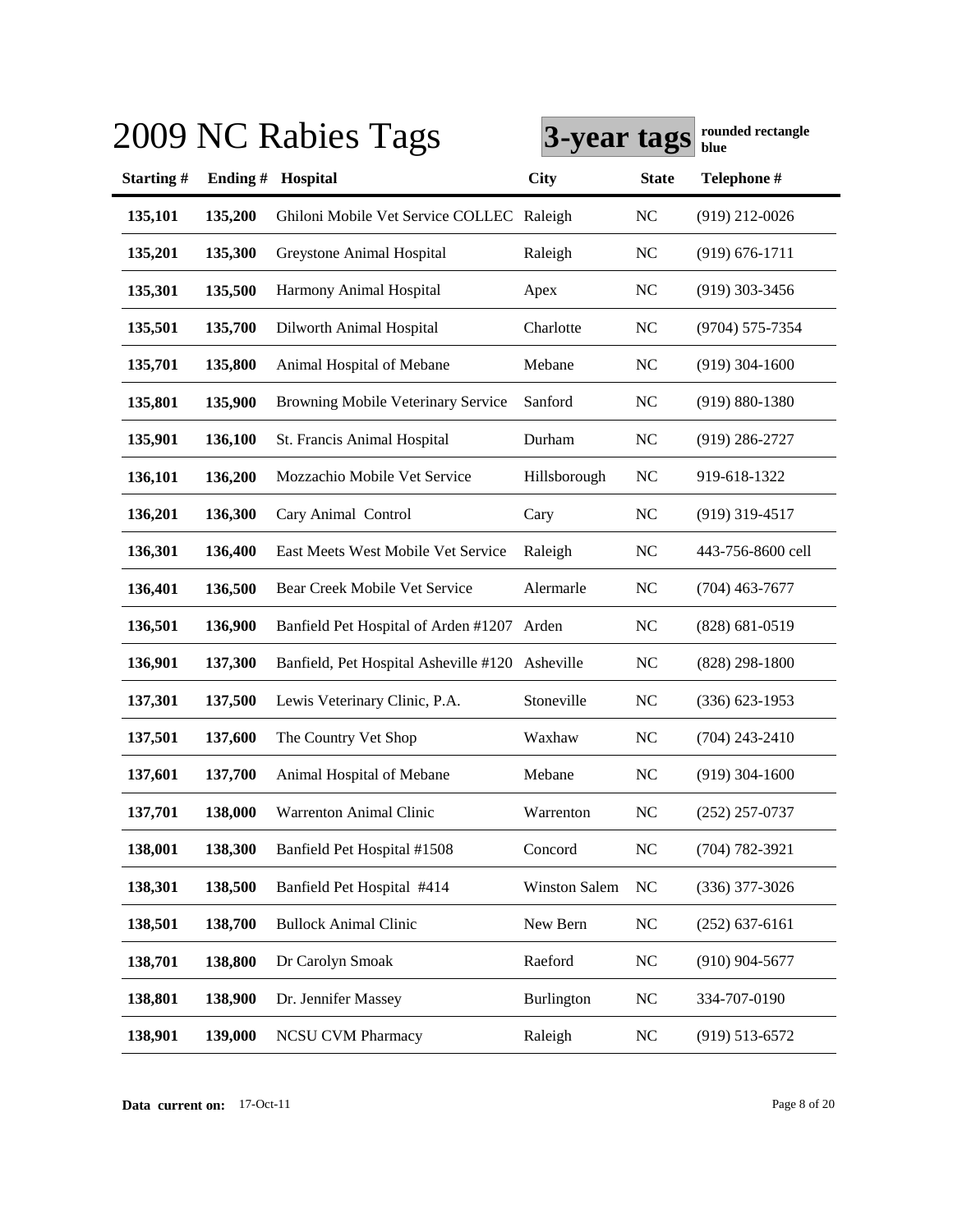# 2009 NC Rabies Tags

**3-year tags** rounded rectangle blue

| Starting # | Ending # | Hospital | City | State | Telephone # |
|---|---|---|---|---|---|
| 135,101 | 135,200 | Ghiloni Mobile Vet Service COLLEC | Raleigh | NC | (919) 212-0026 |
| 135,201 | 135,300 | Greystone Animal Hospital | Raleigh | NC | (919) 676-1711 |
| 135,301 | 135,500 | Harmony Animal Hospital | Apex | NC | (919) 303-3456 |
| 135,501 | 135,700 | Dilworth Animal Hospital | Charlotte | NC | (9704) 575-7354 |
| 135,701 | 135,800 | Animal Hospital of Mebane | Mebane | NC | (919) 304-1600 |
| 135,801 | 135,900 | Browning Mobile Veterinary Service | Sanford | NC | (919) 880-1380 |
| 135,901 | 136,100 | St. Francis Animal Hospital | Durham | NC | (919) 286-2727 |
| 136,101 | 136,200 | Mozzachio Mobile Vet Service | Hillsborough | NC | 919-618-1322 |
| 136,201 | 136,300 | Cary Animal Control | Cary | NC | (919) 319-4517 |
| 136,301 | 136,400 | East Meets West Mobile Vet Service | Raleigh | NC | 443-756-8600 cell |
| 136,401 | 136,500 | Bear Creek Mobile Vet Service | Alermarle | NC | (704) 463-7677 |
| 136,501 | 136,900 | Banfield Pet Hospital of Arden #1207 | Arden | NC | (828) 681-0519 |
| 136,901 | 137,300 | Banfield, Pet Hospital Asheville #120 | Asheville | NC | (828) 298-1800 |
| 137,301 | 137,500 | Lewis Veterinary Clinic, P.A. | Stoneville | NC | (336) 623-1953 |
| 137,501 | 137,600 | The Country Vet Shop | Waxhaw | NC | (704) 243-2410 |
| 137,601 | 137,700 | Animal Hospital of Mebane | Mebane | NC | (919) 304-1600 |
| 137,701 | 138,000 | Warrenton Animal Clinic | Warrenton | NC | (252) 257-0737 |
| 138,001 | 138,300 | Banfield Pet Hospital #1508 | Concord | NC | (704) 782-3921 |
| 138,301 | 138,500 | Banfield Pet Hospital #414 | Winston Salem | NC | (336) 377-3026 |
| 138,501 | 138,700 | Bullock Animal Clinic | New Bern | NC | (252) 637-6161 |
| 138,701 | 138,800 | Dr Carolyn Smoak | Raeford | NC | (910) 904-5677 |
| 138,801 | 138,900 | Dr. Jennifer Massey | Burlington | NC | 334-707-0190 |
| 138,901 | 139,000 | NCSU CVM Pharmacy | Raleigh | NC | (919) 513-6572 |

**Data current on:** 17-Oct-11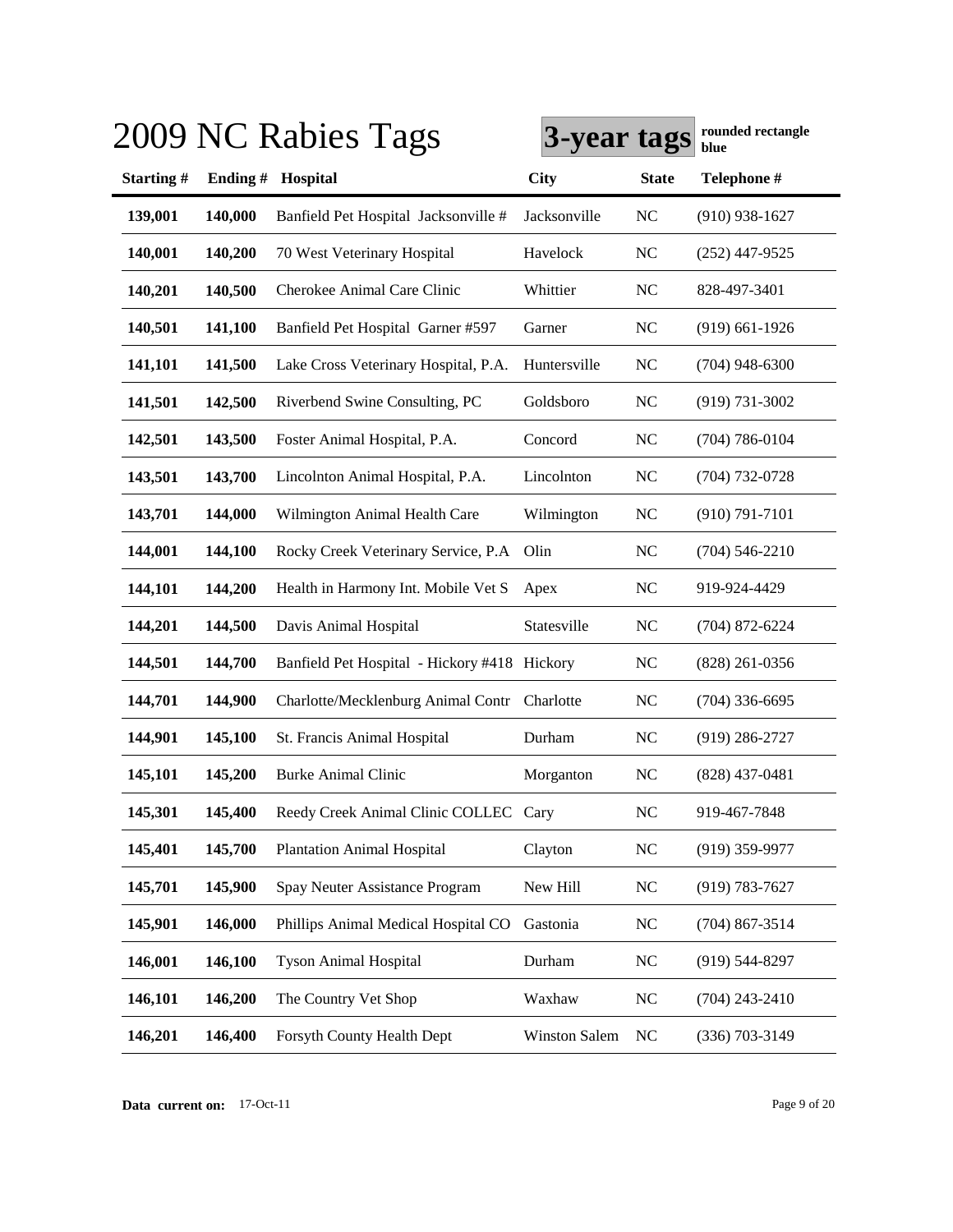# 2009 NC Rabies Tags

**3-year tags** **rounded rectangle blue**

| Starting # | Ending # | Hospital | City | State | Telephone # |
|---|---|---|---|---|---|
| **139,001** | **140,000** | Banfield Pet Hospital Jacksonville # | Jacksonville | NC | (910) 938-1627 |
| **140,001** | **140,200** | 70 West Veterinary Hospital | Havelock | NC | (252) 447-9525 |
| **140,201** | **140,500** | Cherokee Animal Care Clinic | Whittier | NC | 828-497-3401 |
| **140,501** | **141,100** | Banfield Pet Hospital Garner #597 | Garner | NC | (919) 661-1926 |
| **141,101** | **141,500** | Lake Cross Veterinary Hospital, P.A. | Huntersville | NC | (704) 948-6300 |
| **141,501** | **142,500** | Riverbend Swine Consulting, PC | Goldsboro | NC | (919) 731-3002 |
| **142,501** | **143,500** | Foster Animal Hospital, P.A. | Concord | NC | (704) 786-0104 |
| **143,501** | **143,700** | Lincolnton Animal Hospital, P.A. | Lincolnton | NC | (704) 732-0728 |
| **143,701** | **144,000** | Wilmington Animal Health Care | Wilmington | NC | (910) 791-7101 |
| **144,001** | **144,100** | Rocky Creek Veterinary Service, P.A | Olin | NC | (704) 546-2210 |
| **144,101** | **144,200** | Health in Harmony Int. Mobile Vet S | Apex | NC | 919-924-4429 |
| **144,201** | **144,500** | Davis Animal Hospital | Statesville | NC | (704) 872-6224 |
| **144,501** | **144,700** | Banfield Pet Hospital - Hickory #418 | Hickory | NC | (828) 261-0356 |
| **144,701** | **144,900** | Charlotte/Mecklenburg Animal Contr | Charlotte | NC | (704) 336-6695 |
| **144,901** | **145,100** | St. Francis Animal Hospital | Durham | NC | (919) 286-2727 |
| **145,101** | **145,200** | Burke Animal Clinic | Morganton | NC | (828) 437-0481 |
| **145,301** | **145,400** | Reedy Creek Animal Clinic COLLEC | Cary | NC | 919-467-7848 |
| **145,401** | **145,700** | Plantation Animal Hospital | Clayton | NC | (919) 359-9977 |
| **145,701** | **145,900** | Spay Neuter Assistance Program | New Hill | NC | (919) 783-7627 |
| **145,901** | **146,000** | Phillips Animal Medical Hospital CO | Gastonia | NC | (704) 867-3514 |
| **146,001** | **146,100** | Tyson Animal Hospital | Durham | NC | (919) 544-8297 |
| **146,101** | **146,200** | The Country Vet Shop | Waxhaw | NC | (704) 243-2410 |
| **146,201** | **146,400** | Forsyth County Health Dept | Winston Salem | NC | (336) 703-3149 |

**Data current on:** 17-Oct-11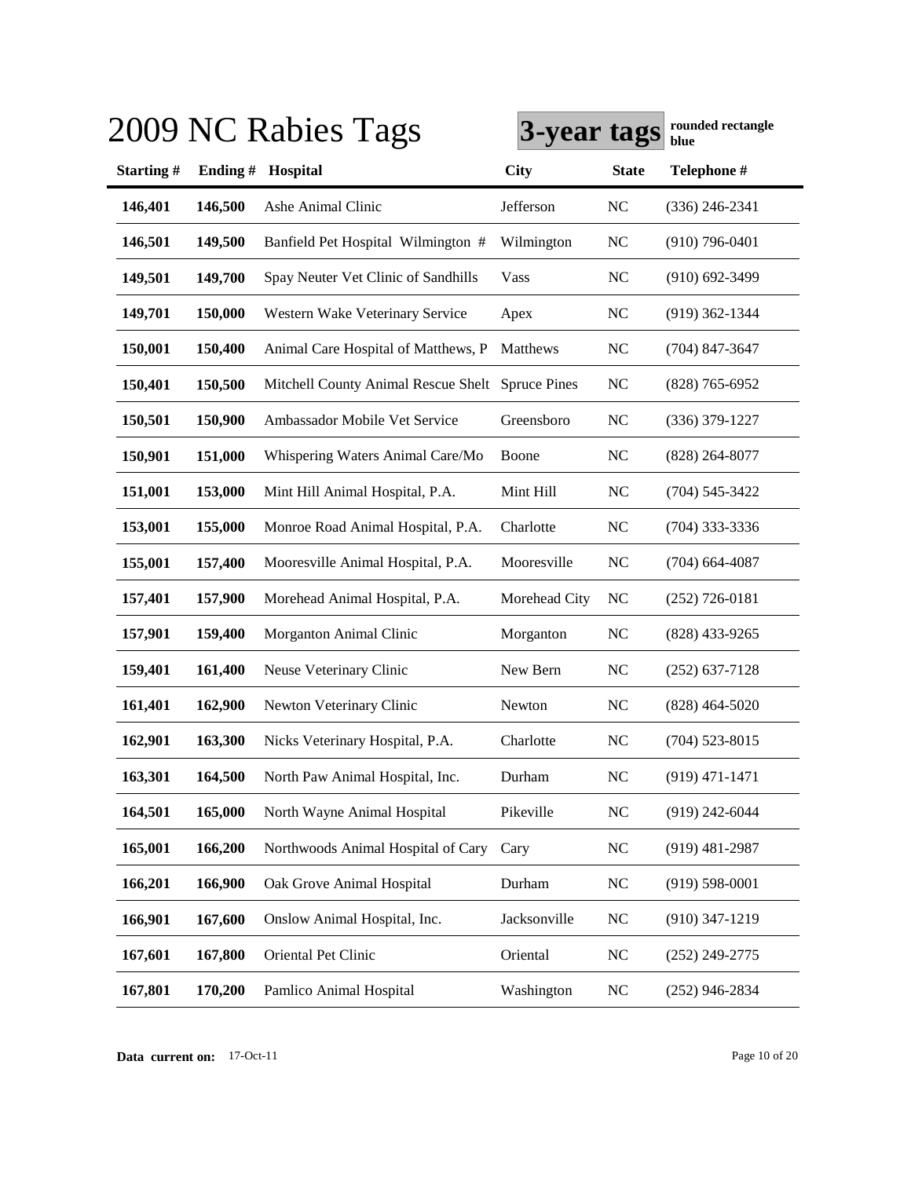# 2009 NC Rabies Tags

**3-year tags** **rounded rectangle blue**

| Starting # | Ending # | Hospital | City | State | Telephone # |
|---|---|---|---|---|---|
| 146,401 | 146,500 | Ashe Animal Clinic | Jefferson | NC | (336) 246-2341 |
| 146,501 | 149,500 | Banfield Pet Hospital Wilmington # | Wilmington | NC | (910) 796-0401 |
| 149,501 | 149,700 | Spay Neuter Vet Clinic of Sandhills | Vass | NC | (910) 692-3499 |
| 149,701 | 150,000 | Western Wake Veterinary Service | Apex | NC | (919) 362-1344 |
| 150,001 | 150,400 | Animal Care Hospital of Matthews, P | Matthews | NC | (704) 847-3647 |
| 150,401 | 150,500 | Mitchell County Animal Rescue Shelt | Spruce Pines | NC | (828) 765-6952 |
| 150,501 | 150,900 | Ambassador Mobile Vet Service | Greensboro | NC | (336) 379-1227 |
| 150,901 | 151,000 | Whispering Waters Animal Care/Mo | Boone | NC | (828) 264-8077 |
| 151,001 | 153,000 | Mint Hill Animal Hospital, P.A. | Mint Hill | NC | (704) 545-3422 |
| 153,001 | 155,000 | Monroe Road Animal Hospital, P.A. | Charlotte | NC | (704) 333-3336 |
| 155,001 | 157,400 | Mooresville Animal Hospital, P.A. | Mooresville | NC | (704) 664-4087 |
| 157,401 | 157,900 | Morehead Animal Hospital, P.A. | Morehead City | NC | (252) 726-0181 |
| 157,901 | 159,400 | Morganton Animal Clinic | Morganton | NC | (828) 433-9265 |
| 159,401 | 161,400 | Neuse Veterinary Clinic | New Bern | NC | (252) 637-7128 |
| 161,401 | 162,900 | Newton Veterinary Clinic | Newton | NC | (828) 464-5020 |
| 162,901 | 163,300 | Nicks Veterinary Hospital, P.A. | Charlotte | NC | (704) 523-8015 |
| 163,301 | 164,500 | North Paw Animal Hospital, Inc. | Durham | NC | (919) 471-1471 |
| 164,501 | 165,000 | North Wayne Animal Hospital | Pikeville | NC | (919) 242-6044 |
| 165,001 | 166,200 | Northwoods Animal Hospital of Cary | Cary | NC | (919) 481-2987 |
| 166,201 | 166,900 | Oak Grove Animal Hospital | Durham | NC | (919) 598-0001 |
| 166,901 | 167,600 | Onslow Animal Hospital, Inc. | Jacksonville | NC | (910) 347-1219 |
| 167,601 | 167,800 | Oriental Pet Clinic | Oriental | NC | (252) 249-2775 |
| 167,801 | 170,200 | Pamlico Animal Hospital | Washington | NC | (252) 946-2834 |

**Data current on:** 17-Oct-11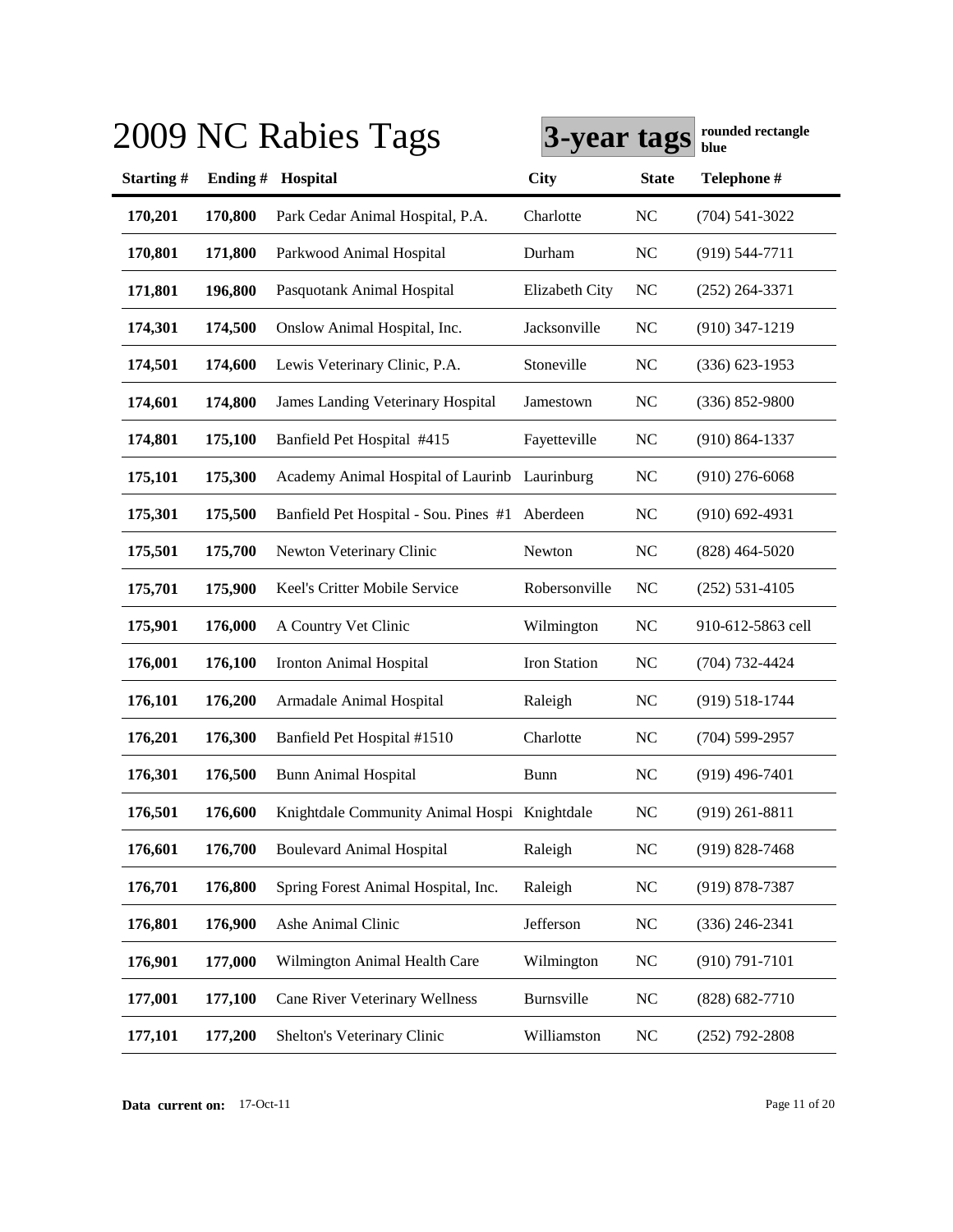# 2009 NC Rabies Tags

**3-year tags** **rounded rectangle blue**

| Starting # | Ending # | Hospital | City | State | Telephone # |
|---|---|---|---|---|---|
| 170,201 | 170,800 | Park Cedar Animal Hospital, P.A. | Charlotte | NC | (704) 541-3022 |
| 170,801 | 171,800 | Parkwood Animal Hospital | Durham | NC | (919) 544-7711 |
| 171,801 | 196,800 | Pasquotank Animal Hospital | Elizabeth City | NC | (252) 264-3371 |
| 174,301 | 174,500 | Onslow Animal Hospital, Inc. | Jacksonville | NC | (910) 347-1219 |
| 174,501 | 174,600 | Lewis Veterinary Clinic, P.A. | Stoneville | NC | (336) 623-1953 |
| 174,601 | 174,800 | James Landing Veterinary Hospital | Jamestown | NC | (336) 852-9800 |
| 174,801 | 175,100 | Banfield Pet Hospital #415 | Fayetteville | NC | (910) 864-1337 |
| 175,101 | 175,300 | Academy Animal Hospital of Laurinb | Laurinburg | NC | (910) 276-6068 |
| 175,301 | 175,500 | Banfield Pet Hospital - Sou. Pines #1 | Aberdeen | NC | (910) 692-4931 |
| 175,501 | 175,700 | Newton Veterinary Clinic | Newton | NC | (828) 464-5020 |
| 175,701 | 175,900 | Keel's Critter Mobile Service | Robersonville | NC | (252) 531-4105 |
| 175,901 | 176,000 | A Country Vet Clinic | Wilmington | NC | 910-612-5863 cell |
| 176,001 | 176,100 | Ironton Animal Hospital | Iron Station | NC | (704) 732-4424 |
| 176,101 | 176,200 | Armadale Animal Hospital | Raleigh | NC | (919) 518-1744 |
| 176,201 | 176,300 | Banfield Pet Hospital #1510 | Charlotte | NC | (704) 599-2957 |
| 176,301 | 176,500 | Bunn Animal Hospital | Bunn | NC | (919) 496-7401 |
| 176,501 | 176,600 | Knightdale Community Animal Hospi | Knightdale | NC | (919) 261-8811 |
| 176,601 | 176,700 | Boulevard Animal Hospital | Raleigh | NC | (919) 828-7468 |
| 176,701 | 176,800 | Spring Forest Animal Hospital, Inc. | Raleigh | NC | (919) 878-7387 |
| 176,801 | 176,900 | Ashe Animal Clinic | Jefferson | NC | (336) 246-2341 |
| 176,901 | 177,000 | Wilmington Animal Health Care | Wilmington | NC | (910) 791-7101 |
| 177,001 | 177,100 | Cane River Veterinary Wellness | Burnsville | NC | (828) 682-7710 |
| 177,101 | 177,200 | Shelton's Veterinary Clinic | Williamston | NC | (252) 792-2808 |

**Data current on:** 17-Oct-11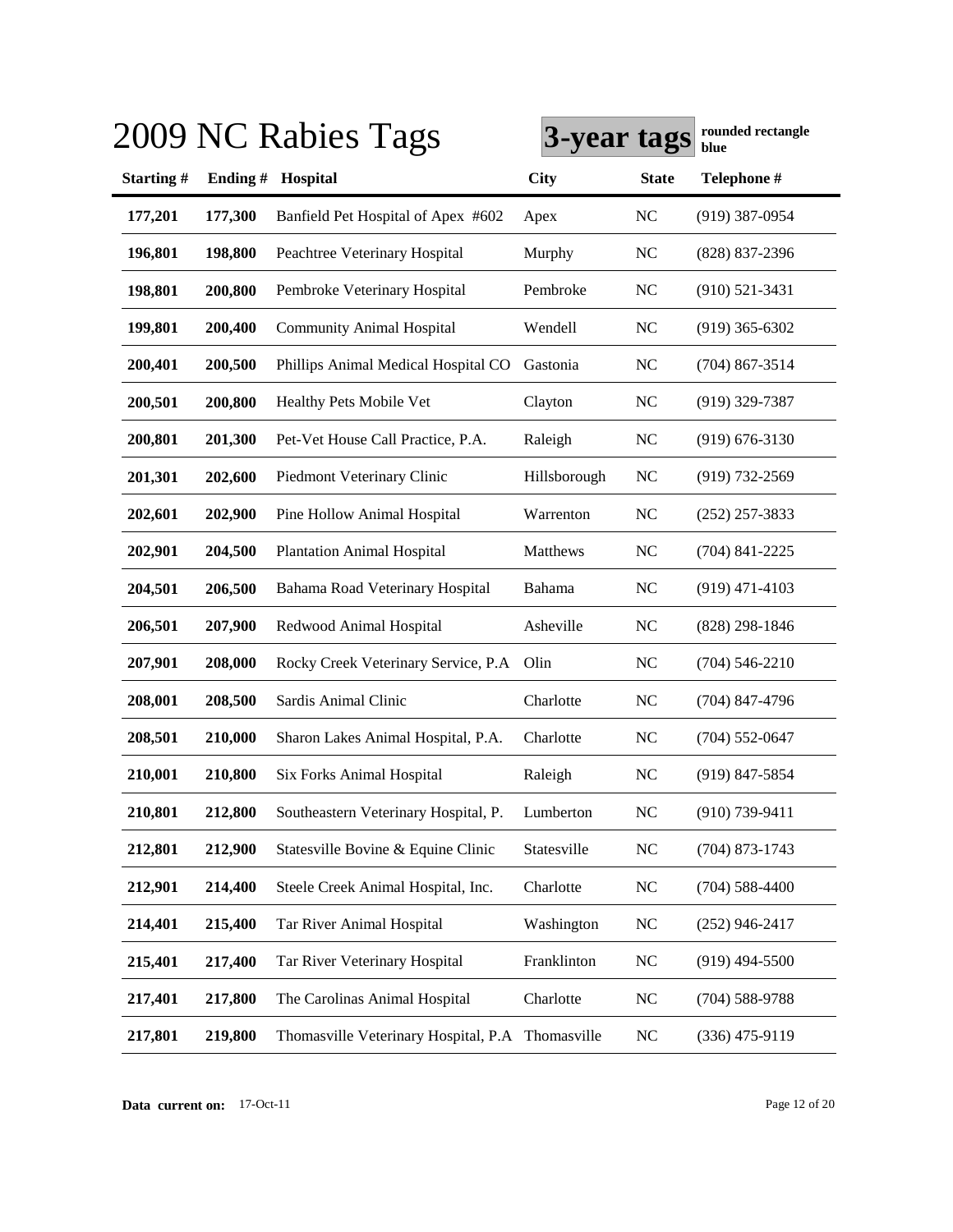# 2009 NC Rabies Tags

**3-year tags** **rounded rectangle blue**

| Starting # | Ending # | Hospital | City | State | Telephone # |
|---|---|---|---|---|---|
| **177,201** | **177,300** | Banfield Pet Hospital of Apex #602 | Apex | NC | (919) 387-0954 |
| **196,801** | **198,800** | Peachtree Veterinary Hospital | Murphy | NC | (828) 837-2396 |
| **198,801** | **200,800** | Pembroke Veterinary Hospital | Pembroke | NC | (910) 521-3431 |
| **199,801** | **200,400** | Community Animal Hospital | Wendell | NC | (919) 365-6302 |
| **200,401** | **200,500** | Phillips Animal Medical Hospital CO | Gastonia | NC | (704) 867-3514 |
| **200,501** | **200,800** | Healthy Pets Mobile Vet | Clayton | NC | (919) 329-7387 |
| **200,801** | **201,300** | Pet-Vet House Call Practice, P.A. | Raleigh | NC | (919) 676-3130 |
| **201,301** | **202,600** | Piedmont Veterinary Clinic | Hillsborough | NC | (919) 732-2569 |
| **202,601** | **202,900** | Pine Hollow Animal Hospital | Warrenton | NC | (252) 257-3833 |
| **202,901** | **204,500** | Plantation Animal Hospital | Matthews | NC | (704) 841-2225 |
| **204,501** | **206,500** | Bahama Road Veterinary Hospital | Bahama | NC | (919) 471-4103 |
| **206,501** | **207,900** | Redwood Animal Hospital | Asheville | NC | (828) 298-1846 |
| **207,901** | **208,000** | Rocky Creek Veterinary Service, P.A | Olin | NC | (704) 546-2210 |
| **208,001** | **208,500** | Sardis Animal Clinic | Charlotte | NC | (704) 847-4796 |
| **208,501** | **210,000** | Sharon Lakes Animal Hospital, P.A. | Charlotte | NC | (704) 552-0647 |
| **210,001** | **210,800** | Six Forks Animal Hospital | Raleigh | NC | (919) 847-5854 |
| **210,801** | **212,800** | Southeastern Veterinary Hospital, P. | Lumberton | NC | (910) 739-9411 |
| **212,801** | **212,900** | Statesville Bovine & Equine Clinic | Statesville | NC | (704) 873-1743 |
| **212,901** | **214,400** | Steele Creek Animal Hospital, Inc. | Charlotte | NC | (704) 588-4400 |
| **214,401** | **215,400** | Tar River Animal Hospital | Washington | NC | (252) 946-2417 |
| **215,401** | **217,400** | Tar River Veterinary Hospital | Franklinton | NC | (919) 494-5500 |
| **217,401** | **217,800** | The Carolinas Animal Hospital | Charlotte | NC | (704) 588-9788 |
| **217,801** | **219,800** | Thomasville Veterinary Hospital, P.A | Thomasville | NC | (336) 475-9119 |

**Data current on:** 17-Oct-11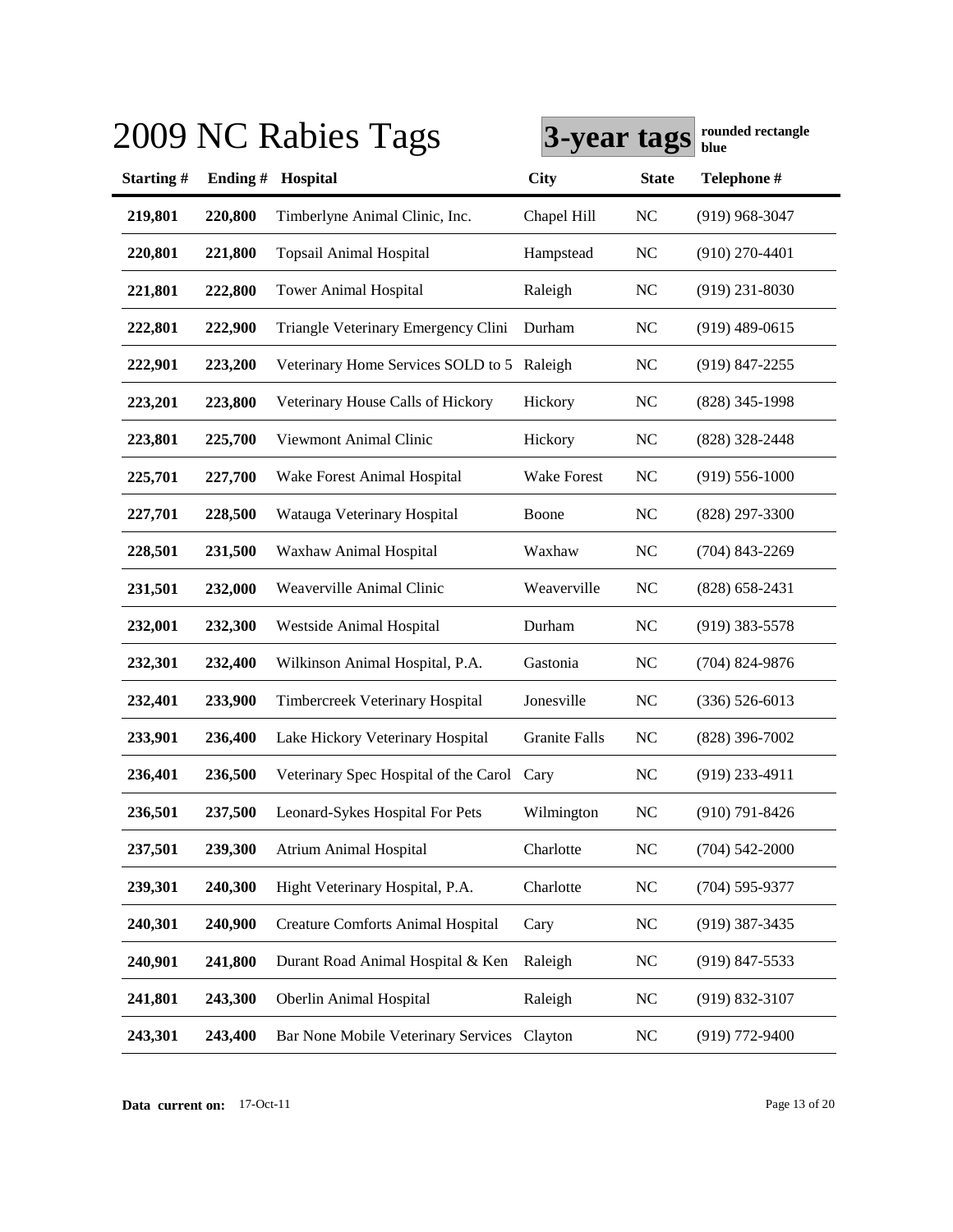# 2009 NC Rabies Tags

**3-year tags** **rounded rectangle blue**

| Starting # | Ending # | Hospital | City | State | Telephone # |
|---|---|---|---|---|---|
| 219,801 | 220,800 | Timberlyne Animal Clinic, Inc. | Chapel Hill | NC | (919) 968-3047 |
| 220,801 | 221,800 | Topsail Animal Hospital | Hampstead | NC | (910) 270-4401 |
| 221,801 | 222,800 | Tower Animal Hospital | Raleigh | NC | (919) 231-8030 |
| 222,801 | 222,900 | Triangle Veterinary Emergency Clini | Durham | NC | (919) 489-0615 |
| 222,901 | 223,200 | Veterinary Home Services SOLD to 5 | Raleigh | NC | (919) 847-2255 |
| 223,201 | 223,800 | Veterinary House Calls of Hickory | Hickory | NC | (828) 345-1998 |
| 223,801 | 225,700 | Viewmont Animal Clinic | Hickory | NC | (828) 328-2448 |
| 225,701 | 227,700 | Wake Forest Animal Hospital | Wake Forest | NC | (919) 556-1000 |
| 227,701 | 228,500 | Watauga Veterinary Hospital | Boone | NC | (828) 297-3300 |
| 228,501 | 231,500 | Waxhaw Animal Hospital | Waxhaw | NC | (704) 843-2269 |
| 231,501 | 232,000 | Weaverville Animal Clinic | Weaverville | NC | (828) 658-2431 |
| 232,001 | 232,300 | Westside Animal Hospital | Durham | NC | (919) 383-5578 |
| 232,301 | 232,400 | Wilkinson Animal Hospital, P.A. | Gastonia | NC | (704) 824-9876 |
| 232,401 | 233,900 | Timbercreek Veterinary Hospital | Jonesville | NC | (336) 526-6013 |
| 233,901 | 236,400 | Lake Hickory Veterinary Hospital | Granite Falls | NC | (828) 396-7002 |
| 236,401 | 236,500 | Veterinary Spec Hospital of the Carol | Cary | NC | (919) 233-4911 |
| 236,501 | 237,500 | Leonard-Sykes Hospital For Pets | Wilmington | NC | (910) 791-8426 |
| 237,501 | 239,300 | Atrium Animal Hospital | Charlotte | NC | (704) 542-2000 |
| 239,301 | 240,300 | Hight Veterinary Hospital, P.A. | Charlotte | NC | (704) 595-9377 |
| 240,301 | 240,900 | Creature Comforts Animal Hospital | Cary | NC | (919) 387-3435 |
| 240,901 | 241,800 | Durant Road Animal Hospital & Ken | Raleigh | NC | (919) 847-5533 |
| 241,801 | 243,300 | Oberlin Animal Hospital | Raleigh | NC | (919) 832-3107 |
| 243,301 | 243,400 | Bar None Mobile Veterinary Services | Clayton | NC | (919) 772-9400 |

**Data current on:** 17-Oct-11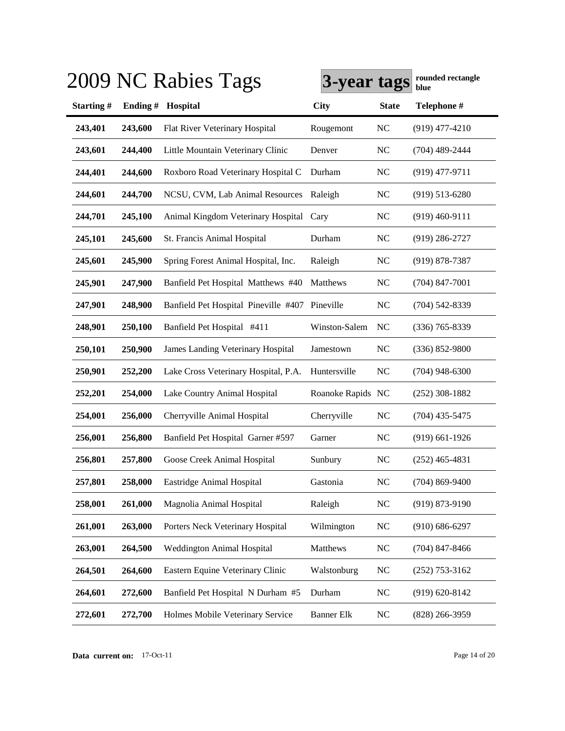# 2009 NC Rabies Tags

**3-year tags** **rounded rectangle blue**

| Starting # | Ending # | Hospital | City | State | Telephone # |
|---|---|---|---|---|---|
| 243,401 | 243,600 | Flat River Veterinary Hospital | Rougemont | NC | (919) 477-4210 |
| 243,601 | 244,400 | Little Mountain Veterinary Clinic | Denver | NC | (704) 489-2444 |
| 244,401 | 244,600 | Roxboro Road Veterinary Hospital C | Durham | NC | (919) 477-9711 |
| 244,601 | 244,700 | NCSU, CVM, Lab Animal Resources | Raleigh | NC | (919) 513-6280 |
| 244,701 | 245,100 | Animal Kingdom Veterinary Hospital | Cary | NC | (919) 460-9111 |
| 245,101 | 245,600 | St. Francis Animal Hospital | Durham | NC | (919) 286-2727 |
| 245,601 | 245,900 | Spring Forest Animal Hospital, Inc. | Raleigh | NC | (919) 878-7387 |
| 245,901 | 247,900 | Banfield Pet Hospital Matthews #40 | Matthews | NC | (704) 847-7001 |
| 247,901 | 248,900 | Banfield Pet Hospital Pineville #407 | Pineville | NC | (704) 542-8339 |
| 248,901 | 250,100 | Banfield Pet Hospital #411 | Winston-Salem | NC | (336) 765-8339 |
| 250,101 | 250,900 | James Landing Veterinary Hospital | Jamestown | NC | (336) 852-9800 |
| 250,901 | 252,200 | Lake Cross Veterinary Hospital, P.A. | Huntersville | NC | (704) 948-6300 |
| 252,201 | 254,000 | Lake Country Animal Hospital | Roanoke Rapids | NC | (252) 308-1882 |
| 254,001 | 256,000 | Cherryville Animal Hospital | Cherryville | NC | (704) 435-5475 |
| 256,001 | 256,800 | Banfield Pet Hospital Garner #597 | Garner | NC | (919) 661-1926 |
| 256,801 | 257,800 | Goose Creek Animal Hospital | Sunbury | NC | (252) 465-4831 |
| 257,801 | 258,000 | Eastridge Animal Hospital | Gastonia | NC | (704) 869-9400 |
| 258,001 | 261,000 | Magnolia Animal Hospital | Raleigh | NC | (919) 873-9190 |
| 261,001 | 263,000 | Porters Neck Veterinary Hospital | Wilmington | NC | (910) 686-6297 |
| 263,001 | 264,500 | Weddington Animal Hospital | Matthews | NC | (704) 847-8466 |
| 264,501 | 264,600 | Eastern Equine Veterinary Clinic | Walstonburg | NC | (252) 753-3162 |
| 264,601 | 272,600 | Banfield Pet Hospital N Durham #5 | Durham | NC | (919) 620-8142 |
| 272,601 | 272,700 | Holmes Mobile Veterinary Service | Banner Elk | NC | (828) 266-3959 |

**Data current on:** 17-Oct-11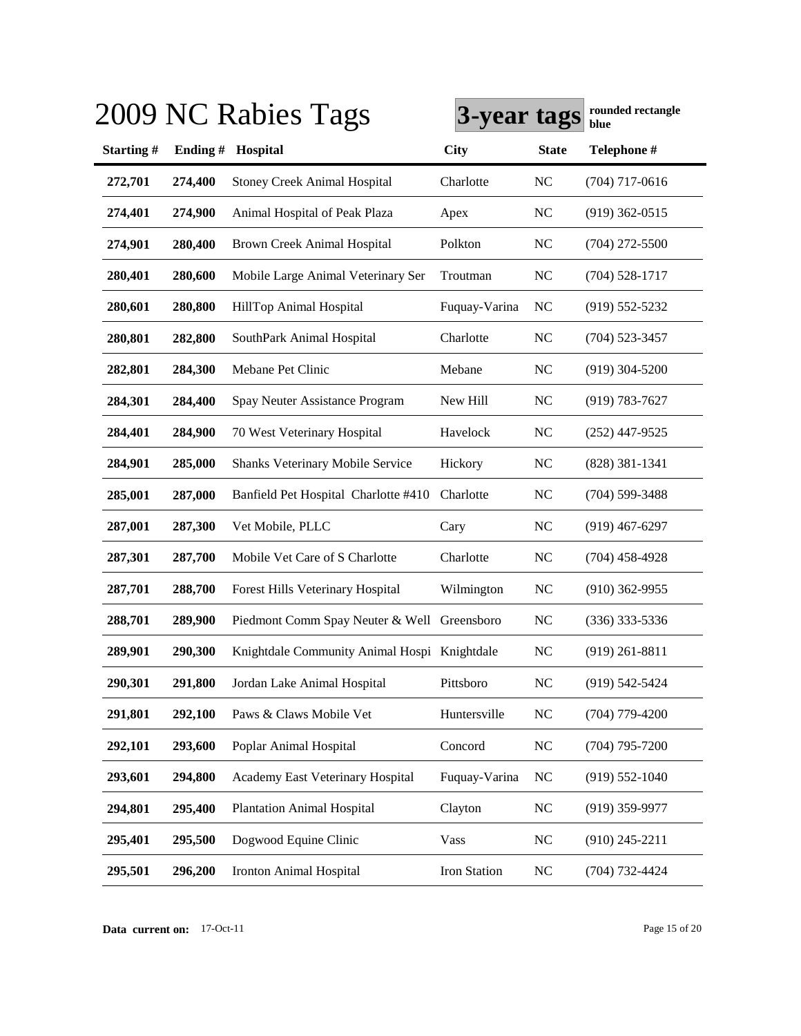# 2009 NC Rabies Tags

**3-year tags** **rounded rectangle blue**

| Starting # | Ending # | Hospital | City | State | Telephone # |
|---|---|---|---|---|---|
| 272,701 | 274,400 | Stoney Creek Animal Hospital | Charlotte | NC | (704) 717-0616 |
| 274,401 | 274,900 | Animal Hospital of Peak Plaza | Apex | NC | (919) 362-0515 |
| 274,901 | 280,400 | Brown Creek Animal Hospital | Polkton | NC | (704) 272-5500 |
| 280,401 | 280,600 | Mobile Large Animal Veterinary Ser | Troutman | NC | (704) 528-1717 |
| 280,601 | 280,800 | HillTop Animal Hospital | Fuquay-Varina | NC | (919) 552-5232 |
| 280,801 | 282,800 | SouthPark Animal Hospital | Charlotte | NC | (704) 523-3457 |
| 282,801 | 284,300 | Mebane Pet Clinic | Mebane | NC | (919) 304-5200 |
| 284,301 | 284,400 | Spay Neuter Assistance Program | New Hill | NC | (919) 783-7627 |
| 284,401 | 284,900 | 70 West Veterinary Hospital | Havelock | NC | (252) 447-9525 |
| 284,901 | 285,000 | Shanks Veterinary Mobile Service | Hickory | NC | (828) 381-1341 |
| 285,001 | 287,000 | Banfield Pet Hospital Charlotte #410 | Charlotte | NC | (704) 599-3488 |
| 287,001 | 287,300 | Vet Mobile, PLLC | Cary | NC | (919) 467-6297 |
| 287,301 | 287,700 | Mobile Vet Care of S Charlotte | Charlotte | NC | (704) 458-4928 |
| 287,701 | 288,700 | Forest Hills Veterinary Hospital | Wilmington | NC | (910) 362-9955 |
| 288,701 | 289,900 | Piedmont Comm Spay Neuter & Well | Greensboro | NC | (336) 333-5336 |
| 289,901 | 290,300 | Knightdale Community Animal Hospi | Knightdale | NC | (919) 261-8811 |
| 290,301 | 291,800 | Jordan Lake Animal Hospital | Pittsboro | NC | (919) 542-5424 |
| 291,801 | 292,100 | Paws & Claws Mobile Vet | Huntersville | NC | (704) 779-4200 |
| 292,101 | 293,600 | Poplar Animal Hospital | Concord | NC | (704) 795-7200 |
| 293,601 | 294,800 | Academy East Veterinary Hospital | Fuquay-Varina | NC | (919) 552-1040 |
| 294,801 | 295,400 | Plantation Animal Hospital | Clayton | NC | (919) 359-9977 |
| 295,401 | 295,500 | Dogwood Equine Clinic | Vass | NC | (910) 245-2211 |
| 295,501 | 296,200 | Ironton Animal Hospital | Iron Station | NC | (704) 732-4424 |

**Data current on:** 17-Oct-11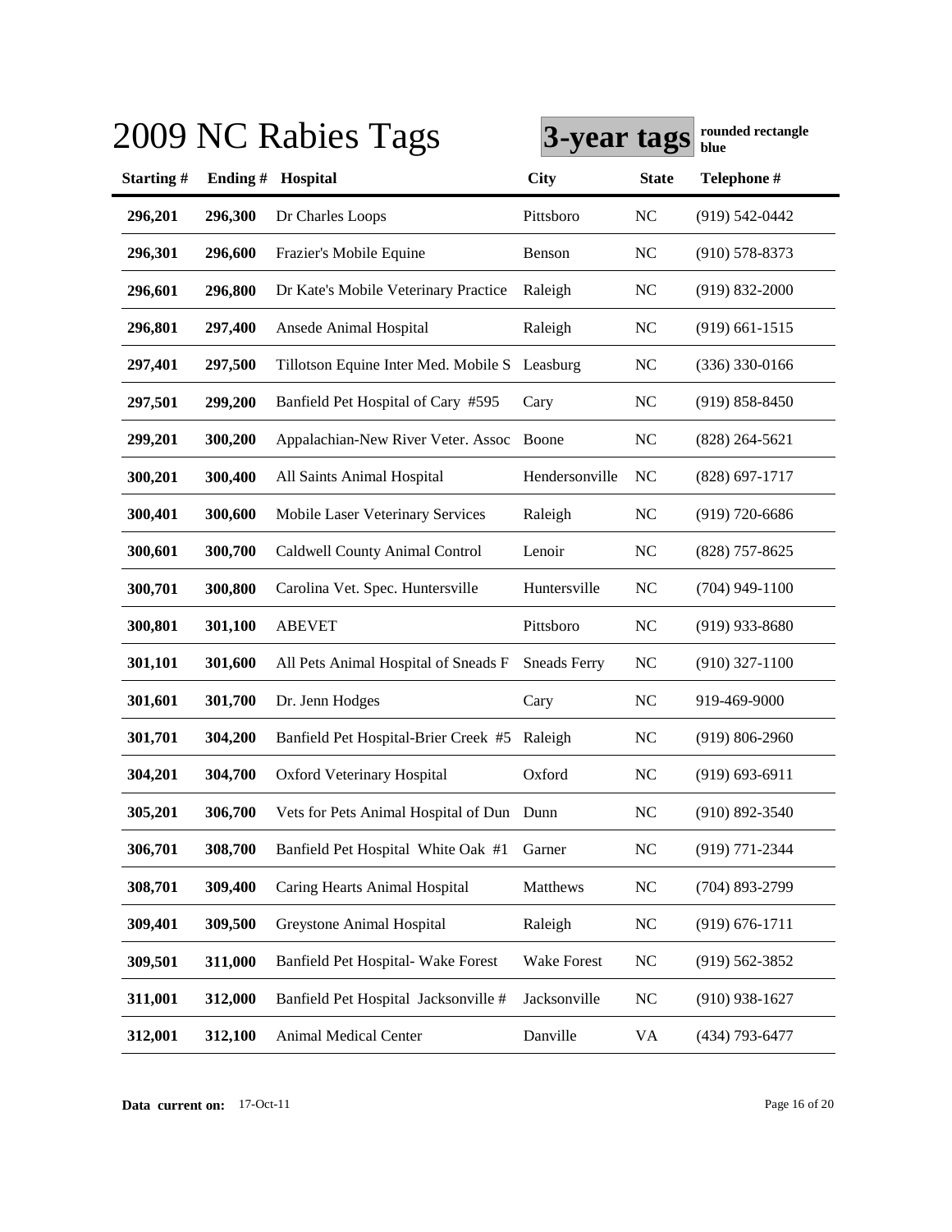# 2009 NC Rabies Tags

**3-year tags** **rounded rectangle blue**

| Starting # | Ending # | Hospital | City | State | Telephone # |
|---|---|---|---|---|---|
| **296,201** | **296,300** | Dr Charles Loops | Pittsboro | NC | (919) 542-0442 |
| **296,301** | **296,600** | Frazier's Mobile Equine | Benson | NC | (910) 578-8373 |
| **296,601** | **296,800** | Dr Kate's Mobile Veterinary Practice | Raleigh | NC | (919) 832-2000 |
| **296,801** | **297,400** | Ansede Animal Hospital | Raleigh | NC | (919) 661-1515 |
| **297,401** | **297,500** | Tillotson Equine Inter Med. Mobile S | Leasburg | NC | (336) 330-0166 |
| **297,501** | **299,200** | Banfield Pet Hospital of Cary #595 | Cary | NC | (919) 858-8450 |
| **299,201** | **300,200** | Appalachian-New River Veter. Assoc | Boone | NC | (828) 264-5621 |
| **300,201** | **300,400** | All Saints Animal Hospital | Hendersonville | NC | (828) 697-1717 |
| **300,401** | **300,600** | Mobile Laser Veterinary Services | Raleigh | NC | (919) 720-6686 |
| **300,601** | **300,700** | Caldwell County Animal Control | Lenoir | NC | (828) 757-8625 |
| **300,701** | **300,800** | Carolina Vet. Spec. Huntersville | Huntersville | NC | (704) 949-1100 |
| **300,801** | **301,100** | ABEVET | Pittsboro | NC | (919) 933-8680 |
| **301,101** | **301,600** | All Pets Animal Hospital of Sneads F | Sneads Ferry | NC | (910) 327-1100 |
| **301,601** | **301,700** | Dr. Jenn Hodges | Cary | NC | 919-469-9000 |
| **301,701** | **304,200** | Banfield Pet Hospital-Brier Creek #5 | Raleigh | NC | (919) 806-2960 |
| **304,201** | **304,700** | Oxford Veterinary Hospital | Oxford | NC | (919) 693-6911 |
| **305,201** | **306,700** | Vets for Pets Animal Hospital of Dun | Dunn | NC | (910) 892-3540 |
| **306,701** | **308,700** | Banfield Pet Hospital White Oak #1 | Garner | NC | (919) 771-2344 |
| **308,701** | **309,400** | Caring Hearts Animal Hospital | Matthews | NC | (704) 893-2799 |
| **309,401** | **309,500** | Greystone Animal Hospital | Raleigh | NC | (919) 676-1711 |
| **309,501** | **311,000** | Banfield Pet Hospital- Wake Forest | Wake Forest | NC | (919) 562-3852 |
| **311,001** | **312,000** | Banfield Pet Hospital Jacksonville # | Jacksonville | NC | (910) 938-1627 |
| **312,001** | **312,100** | Animal Medical Center | Danville | VA | (434) 793-6477 |

**Data current on:** 17-Oct-11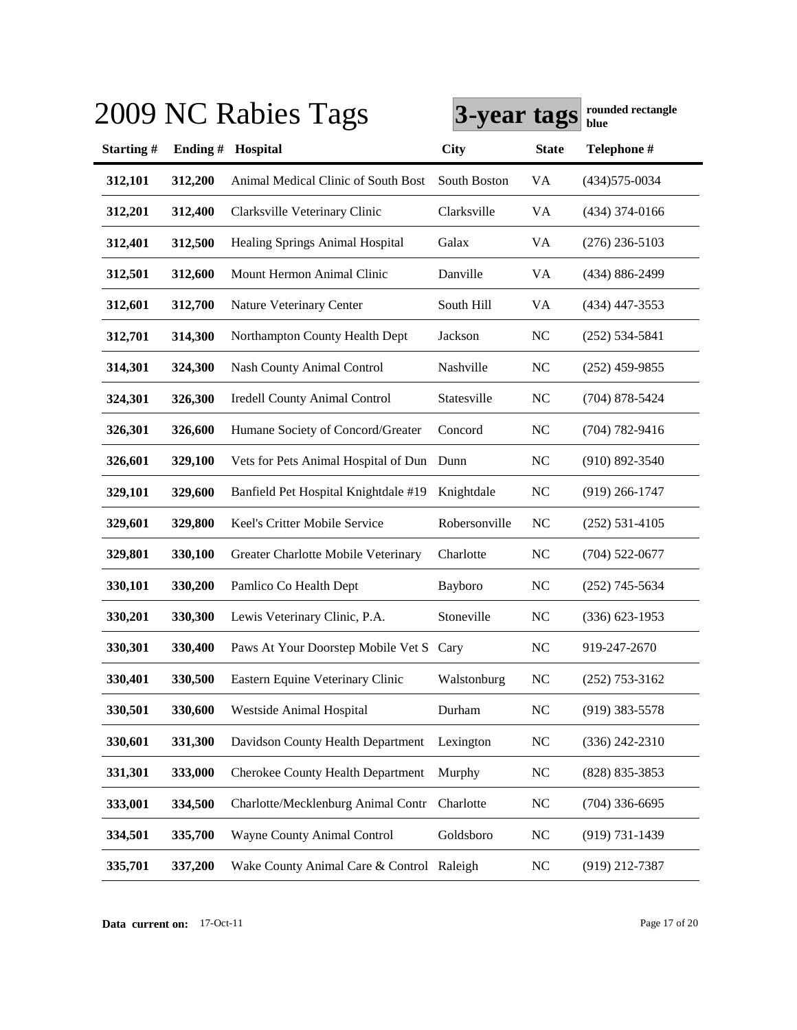# 2009 NC Rabies Tags

**3-year tags** **rounded rectangle blue**

| Starting # | Ending # | Hospital | City | State | Telephone # |
|---|---|---|---|---|---|
| 312,101 | 312,200 | Animal Medical Clinic of South Bost | South Boston | VA | (434)575-0034 |
| 312,201 | 312,400 | Clarksville Veterinary Clinic | Clarksville | VA | (434) 374-0166 |
| 312,401 | 312,500 | Healing Springs Animal Hospital | Galax | VA | (276) 236-5103 |
| 312,501 | 312,600 | Mount Hermon Animal Clinic | Danville | VA | (434) 886-2499 |
| 312,601 | 312,700 | Nature Veterinary Center | South Hill | VA | (434) 447-3553 |
| 312,701 | 314,300 | Northampton County Health Dept | Jackson | NC | (252) 534-5841 |
| 314,301 | 324,300 | Nash County Animal Control | Nashville | NC | (252) 459-9855 |
| 324,301 | 326,300 | Iredell County Animal Control | Statesville | NC | (704) 878-5424 |
| 326,301 | 326,600 | Humane Society of Concord/Greater | Concord | NC | (704) 782-9416 |
| 326,601 | 329,100 | Vets for Pets Animal Hospital of Dun | Dunn | NC | (910) 892-3540 |
| 329,101 | 329,600 | Banfield Pet Hospital Knightdale #19 | Knightdale | NC | (919) 266-1747 |
| 329,601 | 329,800 | Keel's Critter Mobile Service | Robersonville | NC | (252) 531-4105 |
| 329,801 | 330,100 | Greater Charlotte Mobile Veterinary | Charlotte | NC | (704) 522-0677 |
| 330,101 | 330,200 | Pamlico Co Health Dept | Bayboro | NC | (252) 745-5634 |
| 330,201 | 330,300 | Lewis Veterinary Clinic, P.A. | Stoneville | NC | (336) 623-1953 |
| 330,301 | 330,400 | Paws At Your Doorstep Mobile Vet S | Cary | NC | 919-247-2670 |
| 330,401 | 330,500 | Eastern Equine Veterinary Clinic | Walstonburg | NC | (252) 753-3162 |
| 330,501 | 330,600 | Westside Animal Hospital | Durham | NC | (919) 383-5578 |
| 330,601 | 331,300 | Davidson County Health Department | Lexington | NC | (336) 242-2310 |
| 331,301 | 333,000 | Cherokee County Health Department | Murphy | NC | (828) 835-3853 |
| 333,001 | 334,500 | Charlotte/Mecklenburg Animal Contr | Charlotte | NC | (704) 336-6695 |
| 334,501 | 335,700 | Wayne County Animal Control | Goldsboro | NC | (919) 731-1439 |
| 335,701 | 337,200 | Wake County Animal Care & Control | Raleigh | NC | (919) 212-7387 |

**Data current on:** 17-Oct-11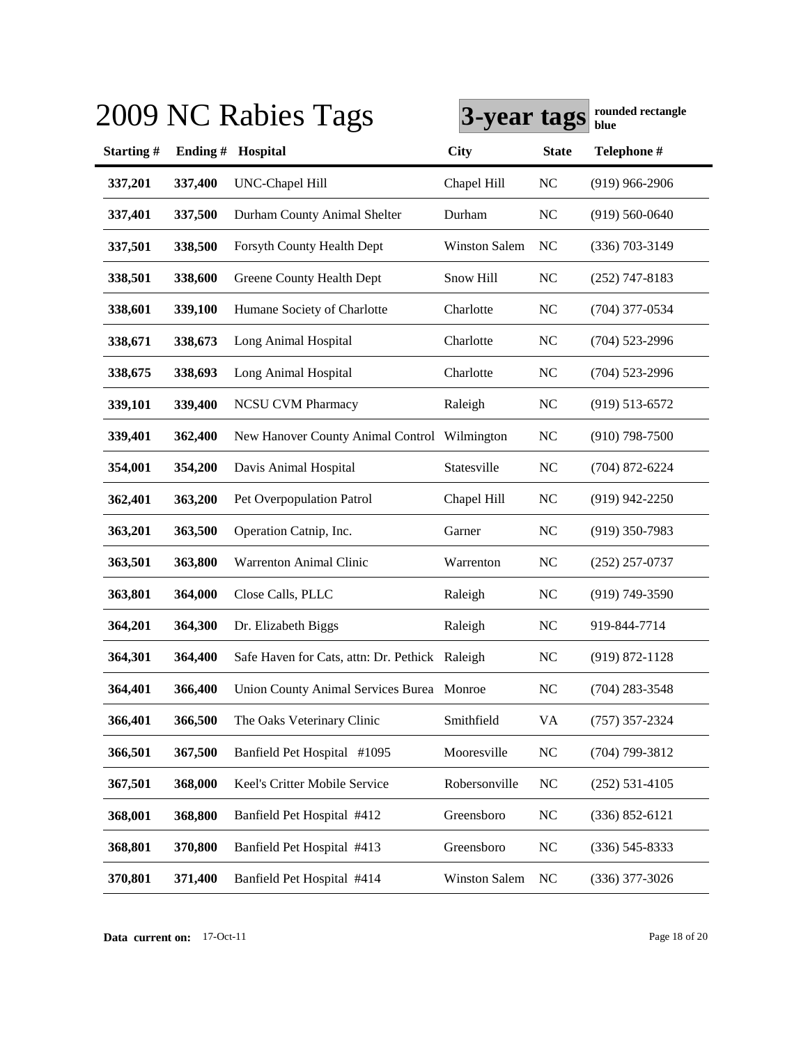# 2009 NC Rabies Tags

**3-year tags** **rounded rectangle blue**

| Starting # | Ending # | Hospital | City | State | Telephone # |
|---|---|---|---|---|---|
| **337,201** | **337,400** | UNC-Chapel Hill | Chapel Hill | NC | (919) 966-2906 |
| **337,401** | **337,500** | Durham County Animal Shelter | Durham | NC | (919) 560-0640 |
| **337,501** | **338,500** | Forsyth County Health Dept | Winston Salem | NC | (336) 703-3149 |
| **338,501** | **338,600** | Greene County Health Dept | Snow Hill | NC | (252) 747-8183 |
| **338,601** | **339,100** | Humane Society of Charlotte | Charlotte | NC | (704) 377-0534 |
| **338,671** | **338,673** | Long Animal Hospital | Charlotte | NC | (704) 523-2996 |
| **338,675** | **338,693** | Long Animal Hospital | Charlotte | NC | (704) 523-2996 |
| **339,101** | **339,400** | NCSU CVM Pharmacy | Raleigh | NC | (919) 513-6572 |
| **339,401** | **362,400** | New Hanover County Animal Control | Wilmington | NC | (910) 798-7500 |
| **354,001** | **354,200** | Davis Animal Hospital | Statesville | NC | (704) 872-6224 |
| **362,401** | **363,200** | Pet Overpopulation Patrol | Chapel Hill | NC | (919) 942-2250 |
| **363,201** | **363,500** | Operation Catnip, Inc. | Garner | NC | (919) 350-7983 |
| **363,501** | **363,800** | Warrenton Animal Clinic | Warrenton | NC | (252) 257-0737 |
| **363,801** | **364,000** | Close Calls, PLLC | Raleigh | NC | (919) 749-3590 |
| **364,201** | **364,300** | Dr. Elizabeth Biggs | Raleigh | NC | 919-844-7714 |
| **364,301** | **364,400** | Safe Haven for Cats, attn: Dr. Pethick | Raleigh | NC | (919) 872-1128 |
| **364,401** | **366,400** | Union County Animal Services Burea | Monroe | NC | (704) 283-3548 |
| **366,401** | **366,500** | The Oaks Veterinary Clinic | Smithfield | VA | (757) 357-2324 |
| **366,501** | **367,500** | Banfield Pet Hospital #1095 | Mooresville | NC | (704) 799-3812 |
| **367,501** | **368,000** | Keel's Critter Mobile Service | Robersonville | NC | (252) 531-4105 |
| **368,001** | **368,800** | Banfield Pet Hospital #412 | Greensboro | NC | (336) 852-6121 |
| **368,801** | **370,800** | Banfield Pet Hospital #413 | Greensboro | NC | (336) 545-8333 |
| **370,801** | **371,400** | Banfield Pet Hospital #414 | Winston Salem | NC | (336) 377-3026 |

**Data current on:** 17-Oct-11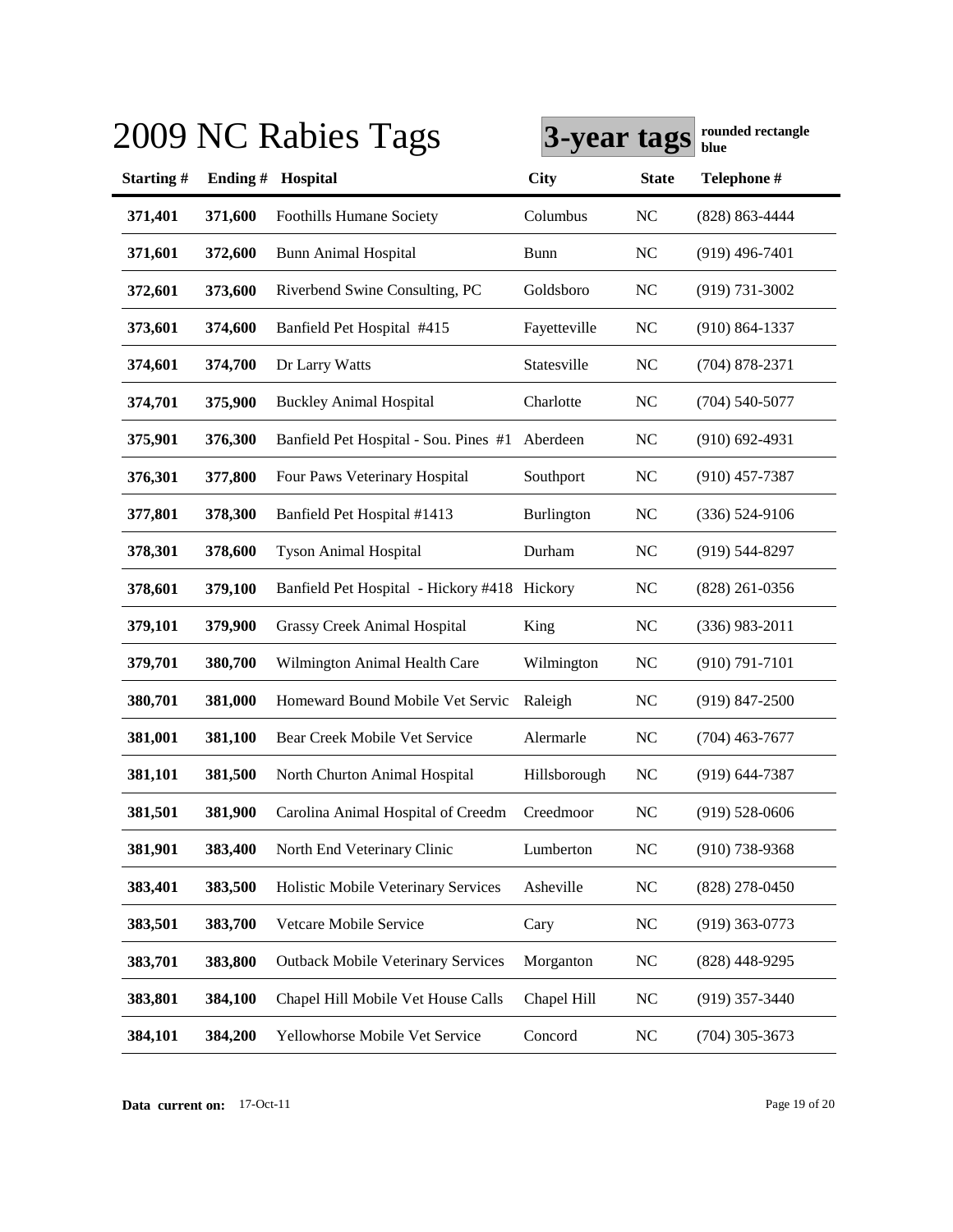# 2009 NC Rabies Tags

**3-year tags** **rounded rectangle blue**

| Starting # | Ending # | Hospital | City | State | Telephone # |
|---|---|---|---|---|---|
| 371,401 | 371,600 | Foothills Humane Society | Columbus | NC | (828) 863-4444 |
| 371,601 | 372,600 | Bunn Animal Hospital | Bunn | NC | (919) 496-7401 |
| 372,601 | 373,600 | Riverbend Swine Consulting, PC | Goldsboro | NC | (919) 731-3002 |
| 373,601 | 374,600 | Banfield Pet Hospital #415 | Fayetteville | NC | (910) 864-1337 |
| 374,601 | 374,700 | Dr Larry Watts | Statesville | NC | (704) 878-2371 |
| 374,701 | 375,900 | Buckley Animal Hospital | Charlotte | NC | (704) 540-5077 |
| 375,901 | 376,300 | Banfield Pet Hospital - Sou. Pines #1 | Aberdeen | NC | (910) 692-4931 |
| 376,301 | 377,800 | Four Paws Veterinary Hospital | Southport | NC | (910) 457-7387 |
| 377,801 | 378,300 | Banfield Pet Hospital #1413 | Burlington | NC | (336) 524-9106 |
| 378,301 | 378,600 | Tyson Animal Hospital | Durham | NC | (919) 544-8297 |
| 378,601 | 379,100 | Banfield Pet Hospital - Hickory #418 | Hickory | NC | (828) 261-0356 |
| 379,101 | 379,900 | Grassy Creek Animal Hospital | King | NC | (336) 983-2011 |
| 379,701 | 380,700 | Wilmington Animal Health Care | Wilmington | NC | (910) 791-7101 |
| 380,701 | 381,000 | Homeward Bound Mobile Vet Servic | Raleigh | NC | (919) 847-2500 |
| 381,001 | 381,100 | Bear Creek Mobile Vet Service | Alermarle | NC | (704) 463-7677 |
| 381,101 | 381,500 | North Churton Animal Hospital | Hillsborough | NC | (919) 644-7387 |
| 381,501 | 381,900 | Carolina Animal Hospital of Creedm | Creedmoor | NC | (919) 528-0606 |
| 381,901 | 383,400 | North End Veterinary Clinic | Lumberton | NC | (910) 738-9368 |
| 383,401 | 383,500 | Holistic Mobile Veterinary Services | Asheville | NC | (828) 278-0450 |
| 383,501 | 383,700 | Vetcare Mobile Service | Cary | NC | (919) 363-0773 |
| 383,701 | 383,800 | Outback Mobile Veterinary Services | Morganton | NC | (828) 448-9295 |
| 383,801 | 384,100 | Chapel Hill Mobile Vet House Calls | Chapel Hill | NC | (919) 357-3440 |
| 384,101 | 384,200 | Yellowhorse Mobile Vet Service | Concord | NC | (704) 305-3673 |

**Data current on:** 17-Oct-11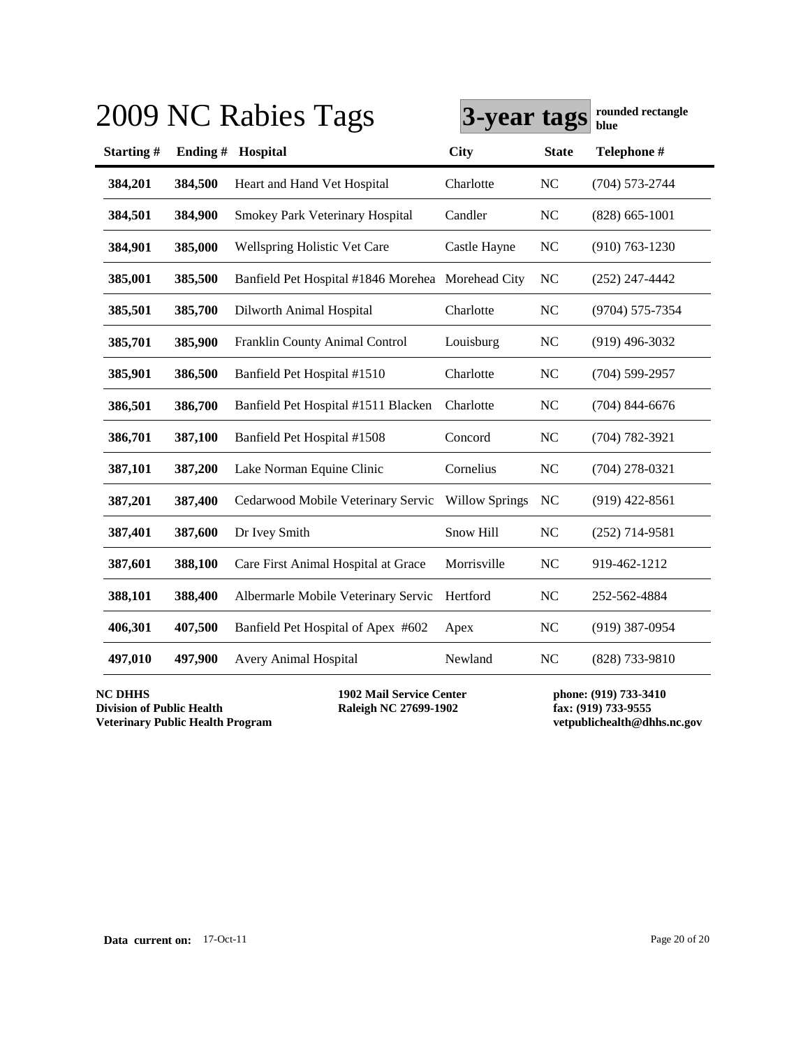# 2009 NC Rabies Tags

**3-year tags** **rounded rectangle blue**

| Starting # | Ending # | Hospital | City | State | Telephone # |
|---|---|---|---|---|---|
| **384,201** | **384,500** | Heart and Hand Vet Hospital | Charlotte | NC | (704) 573-2744 |
| **384,501** | **384,900** | Smokey Park Veterinary Hospital | Candler | NC | (828) 665-1001 |
| **384,901** | **385,000** | Wellspring Holistic Vet Care | Castle Hayne | NC | (910) 763-1230 |
| **385,001** | **385,500** | Banfield Pet Hospital #1846 Morehea | Morehead City | NC | (252) 247-4442 |
| **385,501** | **385,700** | Dilworth Animal Hospital | Charlotte | NC | (9704) 575-7354 |
| **385,701** | **385,900** | Franklin County Animal Control | Louisburg | NC | (919) 496-3032 |
| **385,901** | **386,500** | Banfield Pet Hospital #1510 | Charlotte | NC | (704) 599-2957 |
| **386,501** | **386,700** | Banfield Pet Hospital #1511 Blacken | Charlotte | NC | (704) 844-6676 |
| **386,701** | **387,100** | Banfield Pet Hospital #1508 | Concord | NC | (704) 782-3921 |
| **387,101** | **387,200** | Lake Norman Equine Clinic | Cornelius | NC | (704) 278-0321 |
| **387,201** | **387,400** | Cedarwood Mobile Veterinary Servic | Willow Springs | NC | (919) 422-8561 |
| **387,401** | **387,600** | Dr Ivey Smith | Snow Hill | NC | (252) 714-9581 |
| **387,601** | **388,100** | Care First Animal Hospital at Grace | Morrisville | NC | 919-462-1212 |
| **388,101** | **388,400** | Albermarle Mobile Veterinary Servic | Hertford | NC | 252-562-4884 |
| **406,301** | **407,500** | Banfield Pet Hospital of Apex #602 | Apex | NC | (919) 387-0954 |
| **497,010** | **497,900** | Avery Animal Hospital | Newland | NC | (828) 733-9810 |

**NC DHHS**
**Division of Public Health**
**Veterinary Public Health Program**

**1902 Mail Service Center**
**Raleigh NC 27699-1902**

**phone: (919) 733-3410**
**fax: (919) 733-9555**
**vetpublichealth@dhhs.nc.gov**

**Data current on:** 17-Oct-11